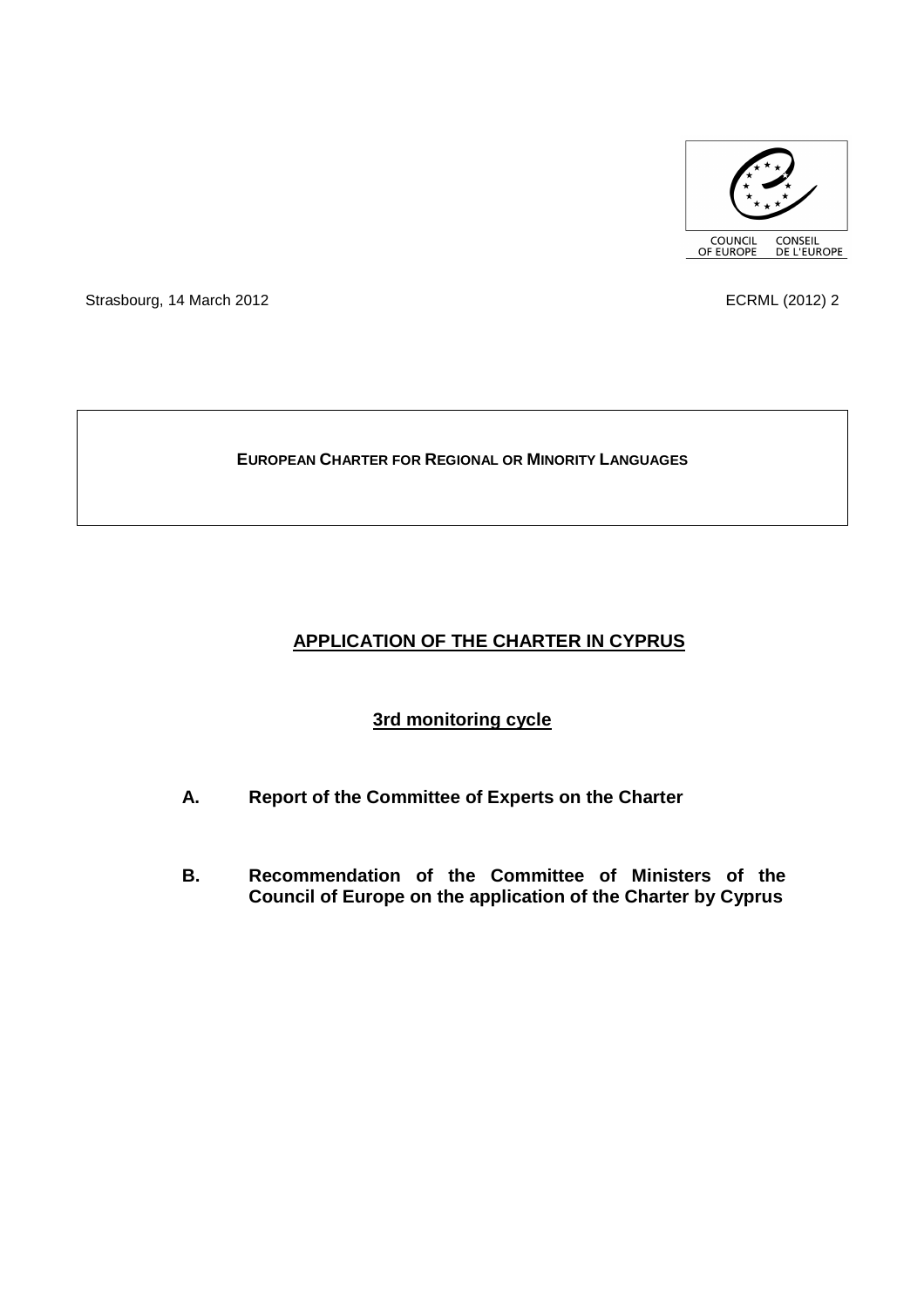COUNCIL OF EUROPE CONSEIL DE L'EUROPE

Strasbourg, 14 March 2012 ECRML (2012) 2

**EUROPEAN CHARTER FOR REGIONAL OR MINORITY LANGUAGES**

# APPLICATION OF THE CHARTER IN CYPRUS

## 3rd monitoring cycle

**A. Report of the Committee of Experts on the Charter**

**B. Recommendation of the Committee of Ministers of the Council of Europe on the application of the Charter by Cyprus**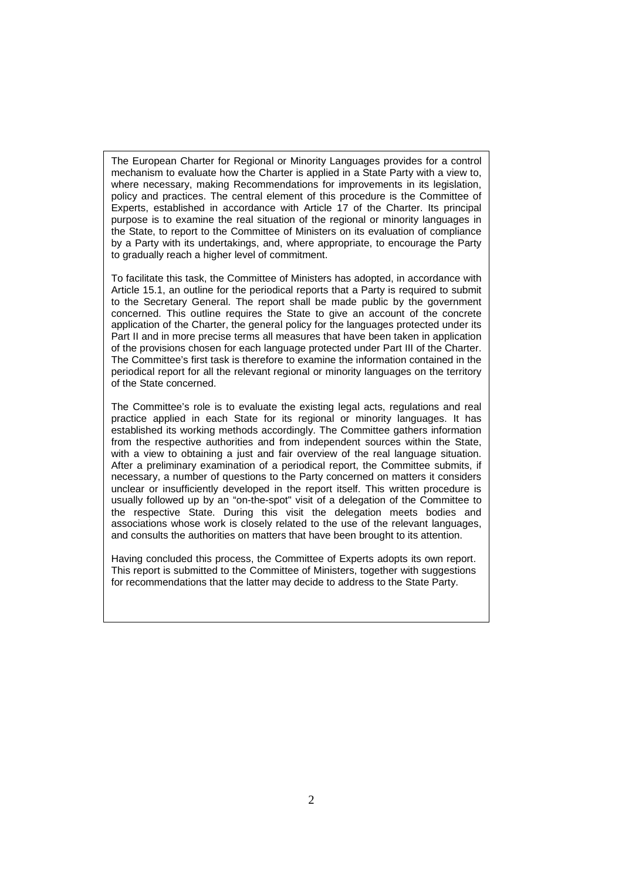The European Charter for Regional or Minority Languages provides for a control mechanism to evaluate how the Charter is applied in a State Party with a view to, where necessary, making Recommendations for improvements in its legislation, policy and practices. The central element of this procedure is the Committee of Experts, established in accordance with Article 17 of the Charter. Its principal purpose is to examine the real situation of the regional or minority languages in the State, to report to the Committee of Ministers on its evaluation of compliance by a Party with its undertakings, and, where appropriate, to encourage the Party to gradually reach a higher level of commitment.

To facilitate this task, the Committee of Ministers has adopted, in accordance with Article 15.1, an outline for the periodical reports that a Party is required to submit to the Secretary General. The report shall be made public by the government concerned. This outline requires the State to give an account of the concrete application of the Charter, the general policy for the languages protected under its Part II and in more precise terms all measures that have been taken in application of the provisions chosen for each language protected under Part III of the Charter. The Committee's first task is therefore to examine the information contained in the periodical report for all the relevant regional or minority languages on the territory of the State concerned.

The Committee's role is to evaluate the existing legal acts, regulations and real practice applied in each State for its regional or minority languages. It has established its working methods accordingly. The Committee gathers information from the respective authorities and from independent sources within the State, with a view to obtaining a just and fair overview of the real language situation. After a preliminary examination of a periodical report, the Committee submits, if necessary, a number of questions to the Party concerned on matters it considers unclear or insufficiently developed in the report itself. This written procedure is usually followed up by an "on-the-spot" visit of a delegation of the Committee to the respective State. During this visit the delegation meets bodies and associations whose work is closely related to the use of the relevant languages, and consults the authorities on matters that have been brought to its attention.

Having concluded this process, the Committee of Experts adopts its own report. This report is submitted to the Committee of Ministers, together with suggestions for recommendations that the latter may decide to address to the State Party.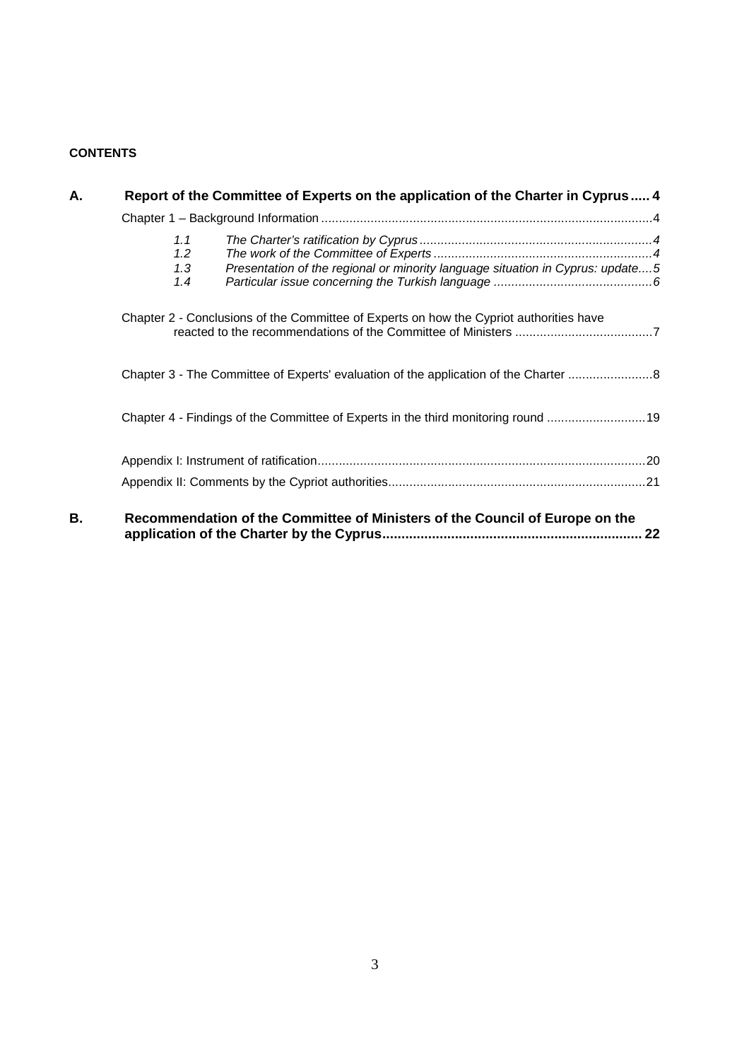**CONTENTS**

**A. Report of the Committee of Experts on the application of the Charter in Cyprus ..... 4**

Chapter 1 – Background Information ..... 4

- *1.1 The Charter's ratification by Cyprus ..... 4*
- *1.2 The work of the Committee of Experts ..... 4*
- *1.3 Presentation of the regional or minority language situation in Cyprus: update ..... 5*
- *1.4 Particular issue concerning the Turkish language ..... 6*

Chapter 2 - Conclusions of the Committee of Experts on how the Cypriot authorities have reacted to the recommendations of the Committee of Ministers ..... 7

Chapter 3 - The Committee of Experts' evaluation of the application of the Charter ..... 8

Chapter 4 - Findings of the Committee of Experts in the third monitoring round ..... 19

Appendix I: Instrument of ratification ..... 20

Appendix II: Comments by the Cypriot authorities ..... 21

**B. Recommendation of the Committee of Ministers of the Council of Europe on the application of the Charter by the Cyprus ..... 22**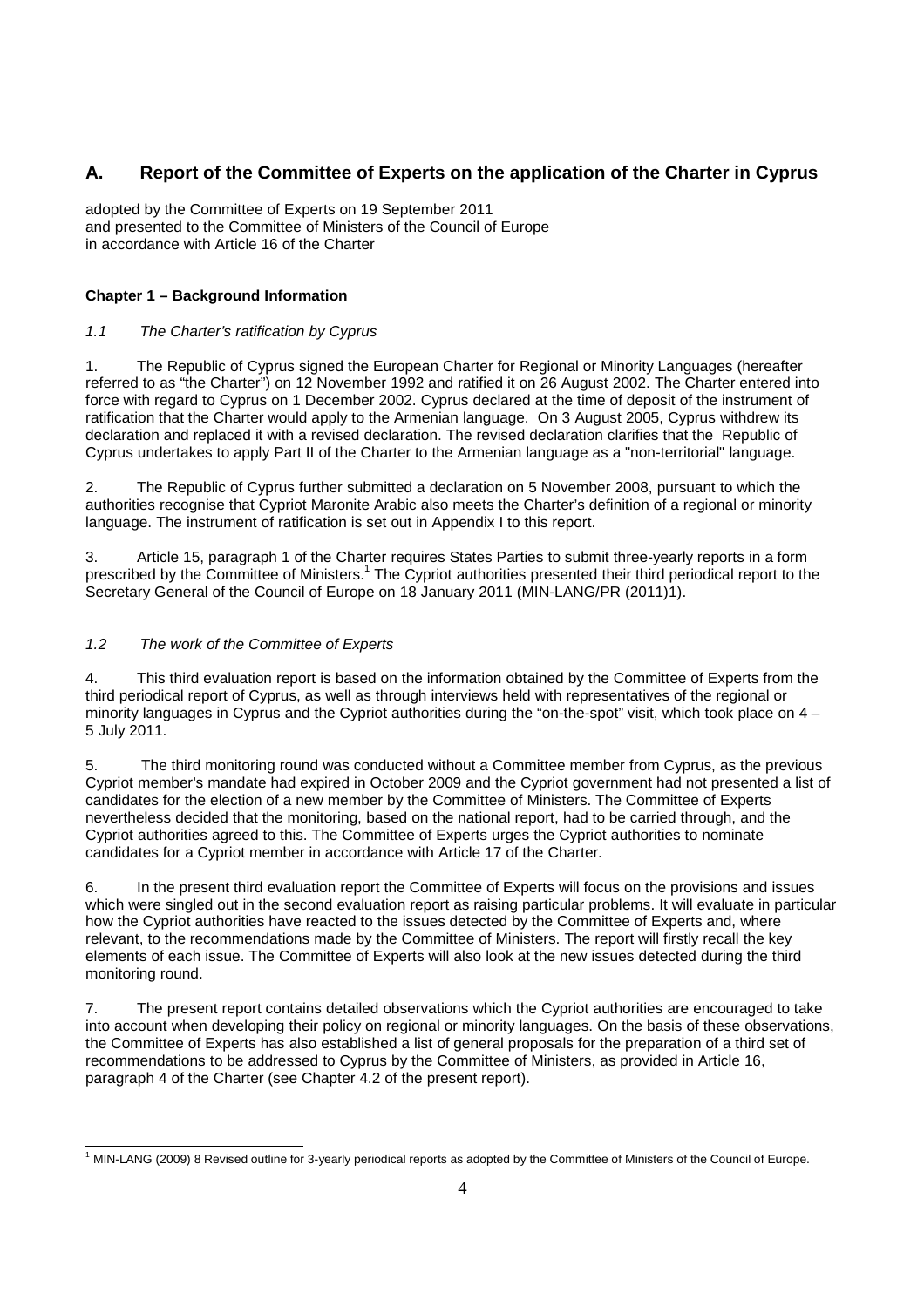## A. Report of the Committee of Experts on the application of the Charter in Cyprus

adopted by the Committee of Experts on 19 September 2011
and presented to the Committee of Ministers of the Council of Europe
in accordance with Article 16 of the Charter

### Chapter 1 – Background Information

#### *1.1 The Charter's ratification by Cyprus*

1. The Republic of Cyprus signed the European Charter for Regional or Minority Languages (hereafter referred to as "the Charter") on 12 November 1992 and ratified it on 26 August 2002. The Charter entered into force with regard to Cyprus on 1 December 2002. Cyprus declared at the time of deposit of the instrument of ratification that the Charter would apply to the Armenian language. On 3 August 2005, Cyprus withdrew its declaration and replaced it with a revised declaration. The revised declaration clarifies that the Republic of Cyprus undertakes to apply Part II of the Charter to the Armenian language as a "non-territorial" language.

2. The Republic of Cyprus further submitted a declaration on 5 November 2008, pursuant to which the authorities recognise that Cypriot Maronite Arabic also meets the Charter's definition of a regional or minority language. The instrument of ratification is set out in Appendix I to this report.

3. Article 15, paragraph 1 of the Charter requires States Parties to submit three-yearly reports in a form prescribed by the Committee of Ministers.[1] The Cypriot authorities presented their third periodical report to the Secretary General of the Council of Europe on 18 January 2011 (MIN-LANG/PR (2011)1).

#### *1.2 The work of the Committee of Experts*

4. This third evaluation report is based on the information obtained by the Committee of Experts from the third periodical report of Cyprus, as well as through interviews held with representatives of the regional or minority languages in Cyprus and the Cypriot authorities during the "on-the-spot" visit, which took place on 4 – 5 July 2011.

5. The third monitoring round was conducted without a Committee member from Cyprus, as the previous Cypriot member's mandate had expired in October 2009 and the Cypriot government had not presented a list of candidates for the election of a new member by the Committee of Ministers. The Committee of Experts nevertheless decided that the monitoring, based on the national report, had to be carried through, and the Cypriot authorities agreed to this. The Committee of Experts urges the Cypriot authorities to nominate candidates for a Cypriot member in accordance with Article 17 of the Charter.

6. In the present third evaluation report the Committee of Experts will focus on the provisions and issues which were singled out in the second evaluation report as raising particular problems. It will evaluate in particular how the Cypriot authorities have reacted to the issues detected by the Committee of Experts and, where relevant, to the recommendations made by the Committee of Ministers. The report will firstly recall the key elements of each issue. The Committee of Experts will also look at the new issues detected during the third monitoring round.

7. The present report contains detailed observations which the Cypriot authorities are encouraged to take into account when developing their policy on regional or minority languages. On the basis of these observations, the Committee of Experts has also established a list of general proposals for the preparation of a third set of recommendations to be addressed to Cyprus by the Committee of Ministers, as provided in Article 16, paragraph 4 of the Charter (see Chapter 4.2 of the present report).

---

[1] MIN-LANG (2009) 8 Revised outline for 3-yearly periodical reports as adopted by the Committee of Ministers of the Council of Europe.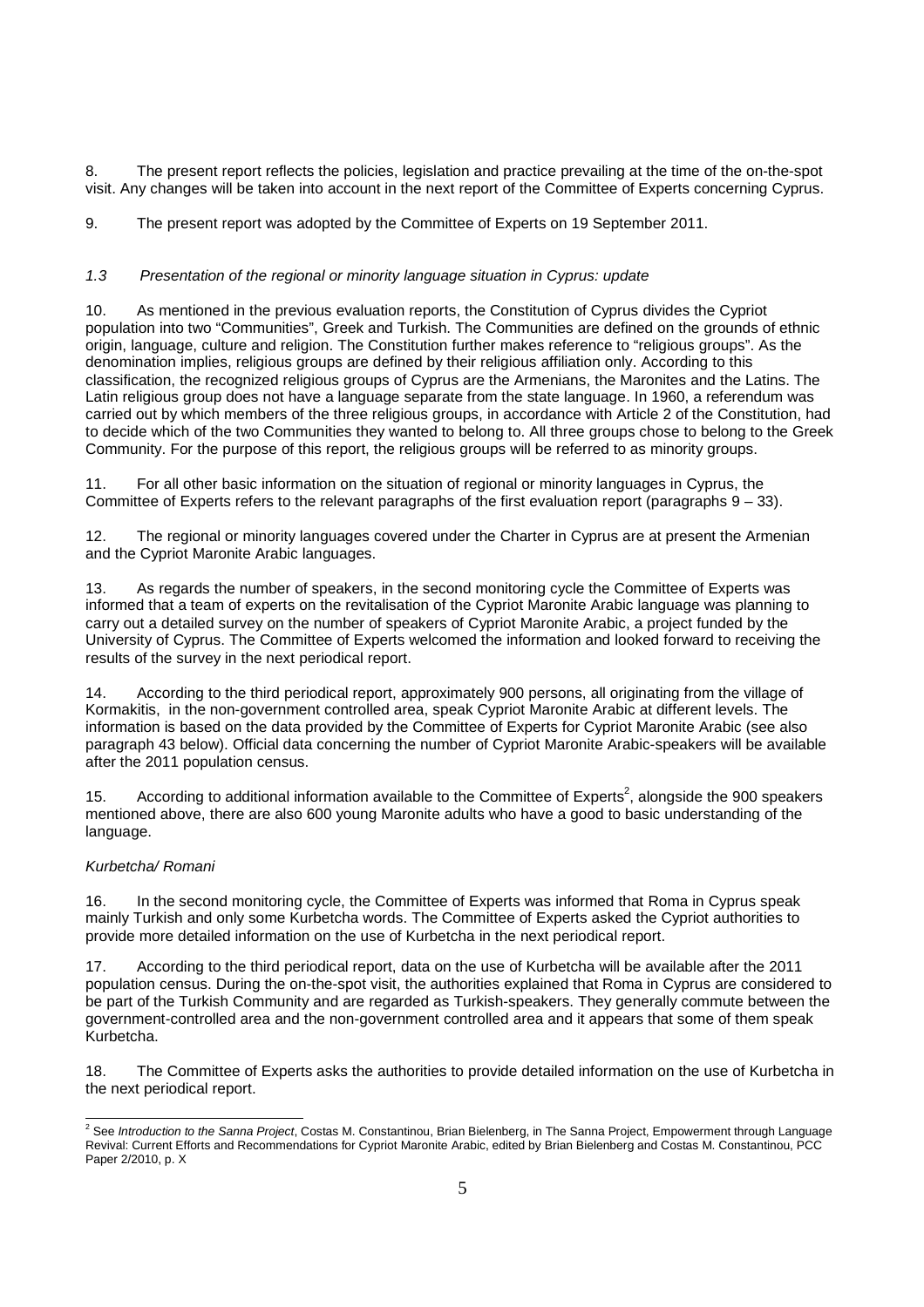8. The present report reflects the policies, legislation and practice prevailing at the time of the on-the-spot visit. Any changes will be taken into account in the next report of the Committee of Experts concerning Cyprus.

9. The present report was adopted by the Committee of Experts on 19 September 2011.

### *1.3 Presentation of the regional or minority language situation in Cyprus: update*

10. As mentioned in the previous evaluation reports, the Constitution of Cyprus divides the Cypriot population into two "Communities", Greek and Turkish. The Communities are defined on the grounds of ethnic origin, language, culture and religion. The Constitution further makes reference to "religious groups". As the denomination implies, religious groups are defined by their religious affiliation only. According to this classification, the recognized religious groups of Cyprus are the Armenians, the Maronites and the Latins. The Latin religious group does not have a language separate from the state language. In 1960, a referendum was carried out by which members of the three religious groups, in accordance with Article 2 of the Constitution, had to decide which of the two Communities they wanted to belong to. All three groups chose to belong to the Greek Community. For the purpose of this report, the religious groups will be referred to as minority groups.

11. For all other basic information on the situation of regional or minority languages in Cyprus, the Committee of Experts refers to the relevant paragraphs of the first evaluation report (paragraphs 9 – 33).

12. The regional or minority languages covered under the Charter in Cyprus are at present the Armenian and the Cypriot Maronite Arabic languages.

13. As regards the number of speakers, in the second monitoring cycle the Committee of Experts was informed that a team of experts on the revitalisation of the Cypriot Maronite Arabic language was planning to carry out a detailed survey on the number of speakers of Cypriot Maronite Arabic, a project funded by the University of Cyprus. The Committee of Experts welcomed the information and looked forward to receiving the results of the survey in the next periodical report.

14. According to the third periodical report, approximately 900 persons, all originating from the village of Kormakitis, in the non-government controlled area, speak Cypriot Maronite Arabic at different levels. The information is based on the data provided by the Committee of Experts for Cypriot Maronite Arabic (see also paragraph 43 below). Official data concerning the number of Cypriot Maronite Arabic-speakers will be available after the 2011 population census.

15. According to additional information available to the Committee of Experts[2], alongside the 900 speakers mentioned above, there are also 600 young Maronite adults who have a good to basic understanding of the language.

#### *Kurbetcha/ Romani*

16. In the second monitoring cycle, the Committee of Experts was informed that Roma in Cyprus speak mainly Turkish and only some Kurbetcha words. The Committee of Experts asked the Cypriot authorities to provide more detailed information on the use of Kurbetcha in the next periodical report.

17. According to the third periodical report, data on the use of Kurbetcha will be available after the 2011 population census. During the on-the-spot visit, the authorities explained that Roma in Cyprus are considered to be part of the Turkish Community and are regarded as Turkish-speakers. They generally commute between the government-controlled area and the non-government controlled area and it appears that some of them speak Kurbetcha.

18. The Committee of Experts asks the authorities to provide detailed information on the use of Kurbetcha in the next periodical report.

---

[2] See *Introduction to the Sanna Project*, Costas M. Constantinou, Brian Bielenberg, in The Sanna Project, Empowerment through Language Revival: Current Efforts and Recommendations for Cypriot Maronite Arabic, edited by Brian Bielenberg and Costas M. Constantinou, PCC Paper 2/2010, p. X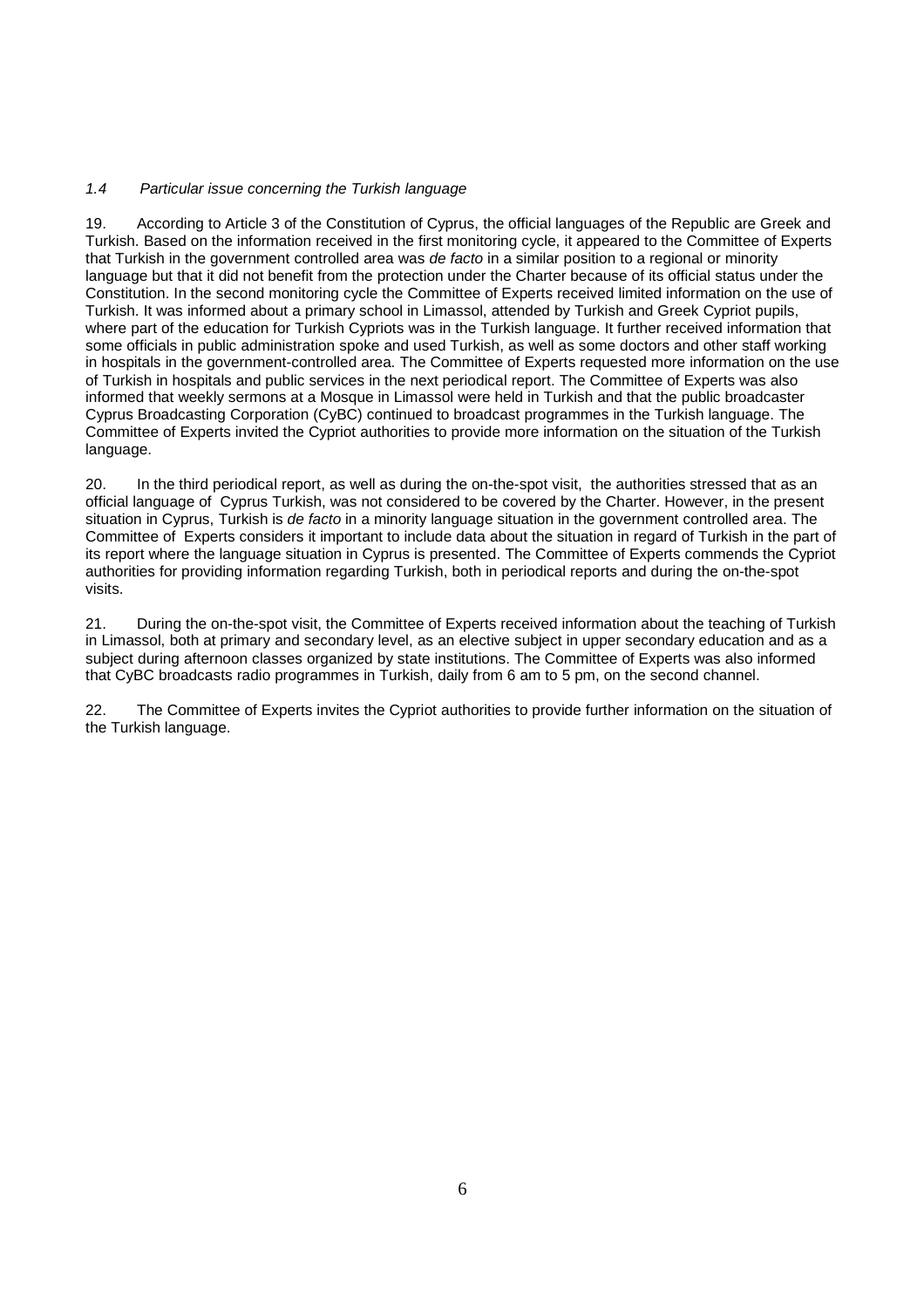### *1.4 Particular issue concerning the Turkish language*

19. According to Article 3 of the Constitution of Cyprus, the official languages of the Republic are Greek and Turkish. Based on the information received in the first monitoring cycle, it appeared to the Committee of Experts that Turkish in the government controlled area was *de facto* in a similar position to a regional or minority language but that it did not benefit from the protection under the Charter because of its official status under the Constitution. In the second monitoring cycle the Committee of Experts received limited information on the use of Turkish. It was informed about a primary school in Limassol, attended by Turkish and Greek Cypriot pupils, where part of the education for Turkish Cypriots was in the Turkish language. It further received information that some officials in public administration spoke and used Turkish, as well as some doctors and other staff working in hospitals in the government-controlled area. The Committee of Experts requested more information on the use of Turkish in hospitals and public services in the next periodical report. The Committee of Experts was also informed that weekly sermons at a Mosque in Limassol were held in Turkish and that the public broadcaster Cyprus Broadcasting Corporation (CyBC) continued to broadcast programmes in the Turkish language. The Committee of Experts invited the Cypriot authorities to provide more information on the situation of the Turkish language.

20. In the third periodical report, as well as during the on-the-spot visit, the authorities stressed that as an official language of Cyprus Turkish, was not considered to be covered by the Charter. However, in the present situation in Cyprus, Turkish is *de facto* in a minority language situation in the government controlled area. The Committee of Experts considers it important to include data about the situation in regard of Turkish in the part of its report where the language situation in Cyprus is presented. The Committee of Experts commends the Cypriot authorities for providing information regarding Turkish, both in periodical reports and during the on-the-spot visits.

21. During the on-the-spot visit, the Committee of Experts received information about the teaching of Turkish in Limassol, both at primary and secondary level, as an elective subject in upper secondary education and as a subject during afternoon classes organized by state institutions. The Committee of Experts was also informed that CyBC broadcasts radio programmes in Turkish, daily from 6 am to 5 pm, on the second channel.

22. The Committee of Experts invites the Cypriot authorities to provide further information on the situation of the Turkish language.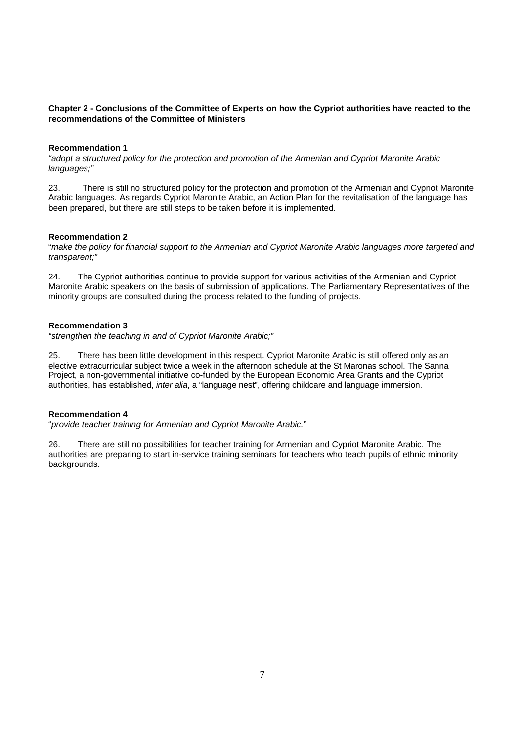## Chapter 2 - Conclusions of the Committee of Experts on how the Cypriot authorities have reacted to the recommendations of the Committee of Ministers

**Recommendation 1**

*"adopt a structured policy for the protection and promotion of the Armenian and Cypriot Maronite Arabic languages;"*

23. There is still no structured policy for the protection and promotion of the Armenian and Cypriot Maronite Arabic languages. As regards Cypriot Maronite Arabic, an Action Plan for the revitalisation of the language has been prepared, but there are still steps to be taken before it is implemented.

**Recommendation 2**

"*make the policy for financial support to the Armenian and Cypriot Maronite Arabic languages more targeted and transparent;"*

24. The Cypriot authorities continue to provide support for various activities of the Armenian and Cypriot Maronite Arabic speakers on the basis of submission of applications. The Parliamentary Representatives of the minority groups are consulted during the process related to the funding of projects.

**Recommendation 3**

*"strengthen the teaching in and of Cypriot Maronite Arabic;"*

25. There has been little development in this respect. Cypriot Maronite Arabic is still offered only as an elective extracurricular subject twice a week in the afternoon schedule at the St Maronas school. The Sanna Project, a non-governmental initiative co-funded by the European Economic Area Grants and the Cypriot authorities, has established, *inter alia*, a "language nest", offering childcare and language immersion.

**Recommendation 4**

"*provide teacher training for Armenian and Cypriot Maronite Arabic.*"

26. There are still no possibilities for teacher training for Armenian and Cypriot Maronite Arabic. The authorities are preparing to start in-service training seminars for teachers who teach pupils of ethnic minority backgrounds.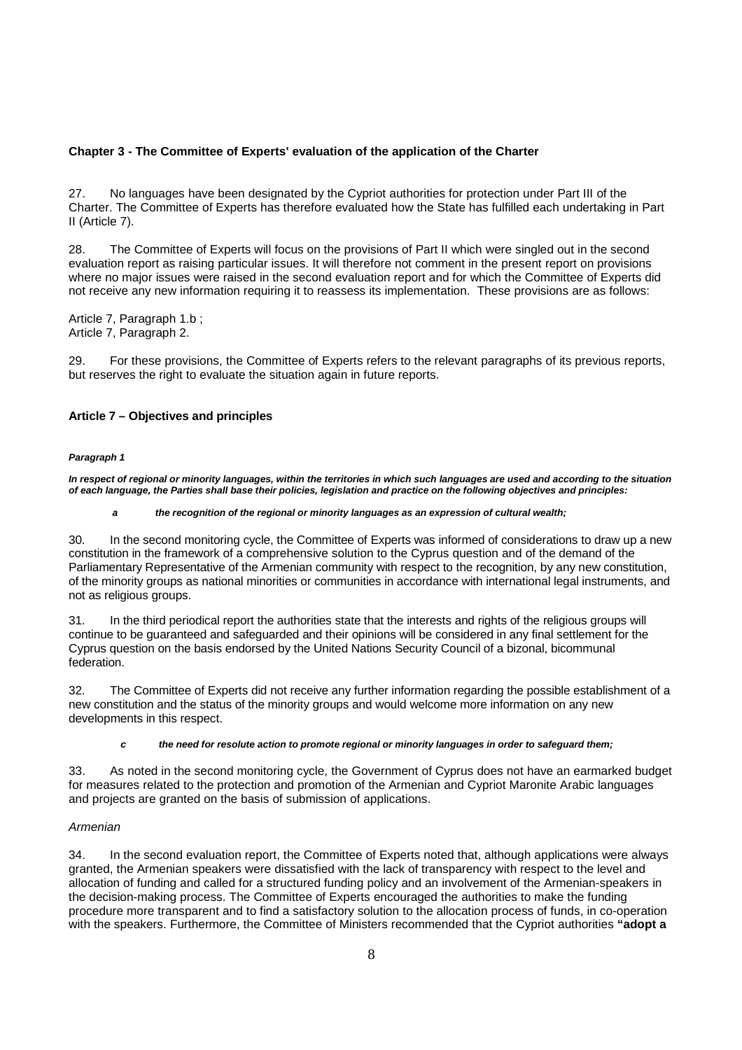## Chapter 3 - The Committee of Experts' evaluation of the application of the Charter

27. No languages have been designated by the Cypriot authorities for protection under Part III of the Charter. The Committee of Experts has therefore evaluated how the State has fulfilled each undertaking in Part II (Article 7).

28. The Committee of Experts will focus on the provisions of Part II which were singled out in the second evaluation report as raising particular issues. It will therefore not comment in the present report on provisions where no major issues were raised in the second evaluation report and for which the Committee of Experts did not receive any new information requiring it to reassess its implementation. These provisions are as follows:

Article 7, Paragraph 1.b ;
Article 7, Paragraph 2.

29. For these provisions, the Committee of Experts refers to the relevant paragraphs of its previous reports, but reserves the right to evaluate the situation again in future reports.

### Article 7 – Objectives and principles

***Paragraph 1***

***In respect of regional or minority languages, within the territories in which such languages are used and according to the situation of each language, the Parties shall base their policies, legislation and practice on the following objectives and principles:***

***a the recognition of the regional or minority languages as an expression of cultural wealth;***

30. In the second monitoring cycle, the Committee of Experts was informed of considerations to draw up a new constitution in the framework of a comprehensive solution to the Cyprus question and of the demand of the Parliamentary Representative of the Armenian community with respect to the recognition, by any new constitution, of the minority groups as national minorities or communities in accordance with international legal instruments, and not as religious groups.

31. In the third periodical report the authorities state that the interests and rights of the religious groups will continue to be guaranteed and safeguarded and their opinions will be considered in any final settlement for the Cyprus question on the basis endorsed by the United Nations Security Council of a bizonal, bicommunal federation.

32. The Committee of Experts did not receive any further information regarding the possible establishment of a new constitution and the status of the minority groups and would welcome more information on any new developments in this respect.

***c the need for resolute action to promote regional or minority languages in order to safeguard them;***

33. As noted in the second monitoring cycle, the Government of Cyprus does not have an earmarked budget for measures related to the protection and promotion of the Armenian and Cypriot Maronite Arabic languages and projects are granted on the basis of submission of applications.

*Armenian*

34. In the second evaluation report, the Committee of Experts noted that, although applications were always granted, the Armenian speakers were dissatisfied with the lack of transparency with respect to the level and allocation of funding and called for a structured funding policy and an involvement of the Armenian-speakers in the decision-making process. The Committee of Experts encouraged the authorities to make the funding procedure more transparent and to find a satisfactory solution to the allocation process of funds, in co-operation with the speakers. Furthermore, the Committee of Ministers recommended that the Cypriot authorities **"adopt a**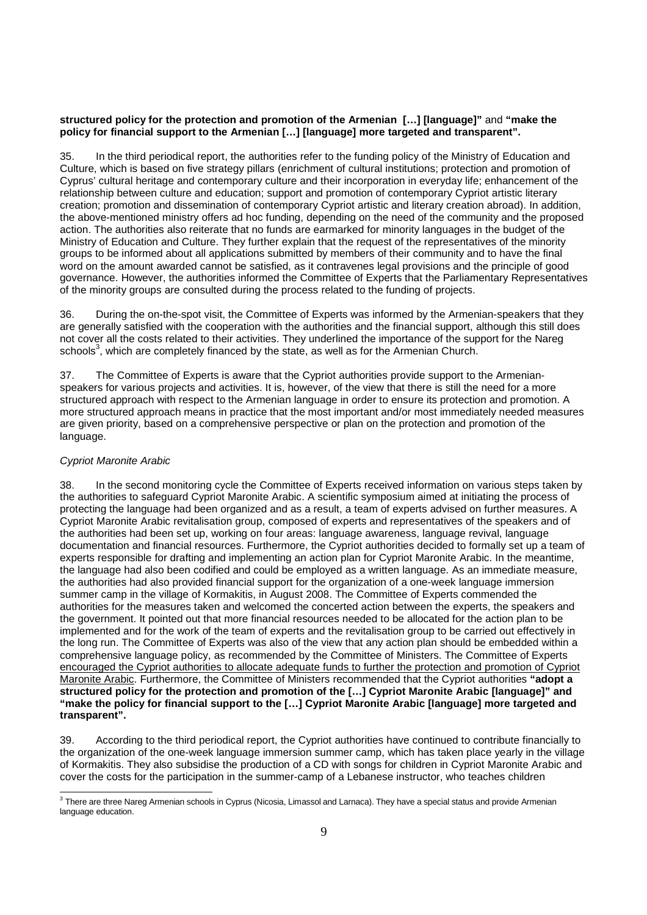**structured policy for the protection and promotion of the Armenian […] [language]"** and **"make the policy for financial support to the Armenian […] [language] more targeted and transparent".**

35. In the third periodical report, the authorities refer to the funding policy of the Ministry of Education and Culture, which is based on five strategy pillars (enrichment of cultural institutions; protection and promotion of Cyprus' cultural heritage and contemporary culture and their incorporation in everyday life; enhancement of the relationship between culture and education; support and promotion of contemporary Cypriot artistic literary creation; promotion and dissemination of contemporary Cypriot artistic and literary creation abroad). In addition, the above-mentioned ministry offers ad hoc funding, depending on the need of the community and the proposed action. The authorities also reiterate that no funds are earmarked for minority languages in the budget of the Ministry of Education and Culture. They further explain that the request of the representatives of the minority groups to be informed about all applications submitted by members of their community and to have the final word on the amount awarded cannot be satisfied, as it contravenes legal provisions and the principle of good governance. However, the authorities informed the Committee of Experts that the Parliamentary Representatives of the minority groups are consulted during the process related to the funding of projects.

36. During the on-the-spot visit, the Committee of Experts was informed by the Armenian-speakers that they are generally satisfied with the cooperation with the authorities and the financial support, although this still does not cover all the costs related to their activities. They underlined the importance of the support for the Nareg schools[3], which are completely financed by the state, as well as for the Armenian Church.

37. The Committee of Experts is aware that the Cypriot authorities provide support to the Armenian-speakers for various projects and activities. It is, however, of the view that there is still the need for a more structured approach with respect to the Armenian language in order to ensure its protection and promotion. A more structured approach means in practice that the most important and/or most immediately needed measures are given priority, based on a comprehensive perspective or plan on the protection and promotion of the language.

*Cypriot Maronite Arabic*

38. In the second monitoring cycle the Committee of Experts received information on various steps taken by the authorities to safeguard Cypriot Maronite Arabic. A scientific symposium aimed at initiating the process of protecting the language had been organized and as a result, a team of experts advised on further measures. A Cypriot Maronite Arabic revitalisation group, composed of experts and representatives of the speakers and of the authorities had been set up, working on four areas: language awareness, language revival, language documentation and financial resources. Furthermore, the Cypriot authorities decided to formally set up a team of experts responsible for drafting and implementing an action plan for Cypriot Maronite Arabic. In the meantime, the language had also been codified and could be employed as a written language. As an immediate measure, the authorities had also provided financial support for the organization of a one-week language immersion summer camp in the village of Kormakitis, in August 2008. The Committee of Experts commended the authorities for the measures taken and welcomed the concerted action between the experts, the speakers and the government. It pointed out that more financial resources needed to be allocated for the action plan to be implemented and for the work of the team of experts and the revitalisation group to be carried out effectively in the long run. The Committee of Experts was also of the view that any action plan should be embedded within a comprehensive language policy, as recommended by the Committee of Ministers. The Committee of Experts <u>encouraged the Cypriot authorities to allocate adequate funds to further the protection and promotion of Cypriot Maronite Arabic</u>. Furthermore, the Committee of Ministers recommended that the Cypriot authorities **"adopt a structured policy for the protection and promotion of the […] Cypriot Maronite Arabic [language]" and "make the policy for financial support to the […] Cypriot Maronite Arabic [language] more targeted and transparent".**

39. According to the third periodical report, the Cypriot authorities have continued to contribute financially to the organization of the one-week language immersion summer camp, which has taken place yearly in the village of Kormakitis. They also subsidise the production of a CD with songs for children in Cypriot Maronite Arabic and cover the costs for the participation in the summer-camp of a Lebanese instructor, who teaches children

---

[3] There are three Nareg Armenian schools in Cyprus (Nicosia, Limassol and Larnaca). They have a special status and provide Armenian language education.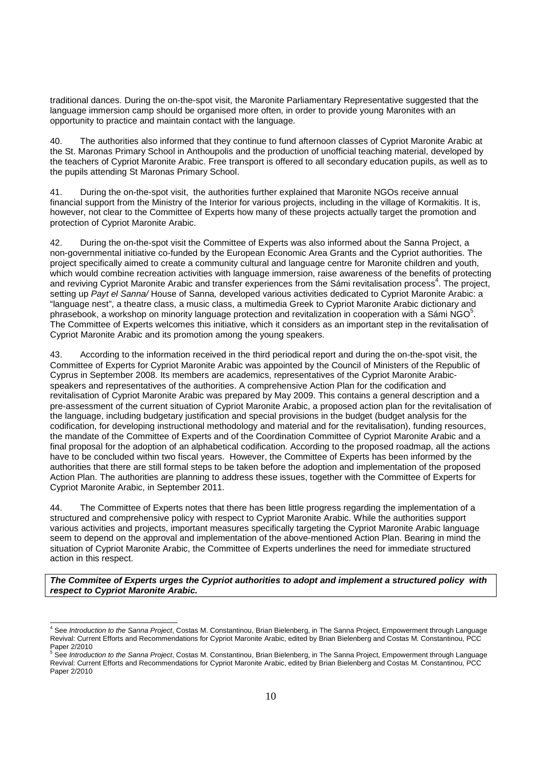traditional dances. During the on-the-spot visit, the Maronite Parliamentary Representative suggested that the language immersion camp should be organised more often, in order to provide young Maronites with an opportunity to practice and maintain contact with the language.

40. The authorities also informed that they continue to fund afternoon classes of Cypriot Maronite Arabic at the St. Maronas Primary School in Anthoupolis and the production of unofficial teaching material, developed by the teachers of Cypriot Maronite Arabic. Free transport is offered to all secondary education pupils, as well as to the pupils attending St Maronas Primary School.

41. During the on-the-spot visit, the authorities further explained that Maronite NGOs receive annual financial support from the Ministry of the Interior for various projects, including in the village of Kormakitis. It is, however, not clear to the Committee of Experts how many of these projects actually target the promotion and protection of Cypriot Maronite Arabic.

42. During the on-the-spot visit the Committee of Experts was also informed about the Sanna Project, a non-governmental initiative co-funded by the European Economic Area Grants and the Cypriot authorities. The project specifically aimed to create a community cultural and language centre for Maronite children and youth, which would combine recreation activities with language immersion, raise awareness of the benefits of protecting and reviving Cypriot Maronite Arabic and transfer experiences from the Sámi revitalisation process[4]. The project, setting up *Payt el Sanna/* House of Sanna*,* developed various activities dedicated to Cypriot Maronite Arabic: a "language nest", a theatre class, a music class, a multimedia Greek to Cypriot Maronite Arabic dictionary and phrasebook, a workshop on minority language protection and revitalization in cooperation with a Sámi NGO[5]. The Committee of Experts welcomes this initiative, which it considers as an important step in the revitalisation of Cypriot Maronite Arabic and its promotion among the young speakers.

43. According to the information received in the third periodical report and during the on-the-spot visit, the Committee of Experts for Cypriot Maronite Arabic was appointed by the Council of Ministers of the Republic of Cyprus in September 2008. Its members are academics, representatives of the Cypriot Maronite Arabic-speakers and representatives of the authorities. A comprehensive Action Plan for the codification and revitalisation of Cypriot Maronite Arabic was prepared by May 2009. This contains a general description and a pre-assessment of the current situation of Cypriot Maronite Arabic, a proposed action plan for the revitalisation of the language, including budgetary justification and special provisions in the budget (budget analysis for the codification, for developing instructional methodology and material and for the revitalisation), funding resources, the mandate of the Committee of Experts and of the Coordination Committee of Cypriot Maronite Arabic and a final proposal for the adoption of an alphabetical codification. According to the proposed roadmap, all the actions have to be concluded within two fiscal years. However, the Committee of Experts has been informed by the authorities that there are still formal steps to be taken before the adoption and implementation of the proposed Action Plan. The authorities are planning to address these issues, together with the Committee of Experts for Cypriot Maronite Arabic, in September 2011.

44. The Committee of Experts notes that there has been little progress regarding the implementation of a structured and comprehensive policy with respect to Cypriot Maronite Arabic. While the authorities support various activities and projects, important measures specifically targeting the Cypriot Maronite Arabic language seem to depend on the approval and implementation of the above-mentioned Action Plan. Bearing in mind the situation of Cypriot Maronite Arabic, the Committee of Experts underlines the need for immediate structured action in this respect.

***The Commitee of Experts urges the Cypriot authorities to adopt and implement a structured policy with respect to Cypriot Maronite Arabic.***

---

[4] See *Introduction to the Sanna Project*, Costas M. Constantinou, Brian Bielenberg, in The Sanna Project, Empowerment through Language Revival: Current Efforts and Recommendations for Cypriot Maronite Arabic, edited by Brian Bielenberg and Costas M. Constantinou, PCC Paper 2/2010

[5] See *Introduction to the Sanna Project*, Costas M. Constantinou, Brian Bielenberg, in The Sanna Project, Empowerment through Language Revival: Current Efforts and Recommendations for Cypriot Maronite Arabic, edited by Brian Bielenberg and Costas M. Constantinou, PCC Paper 2/2010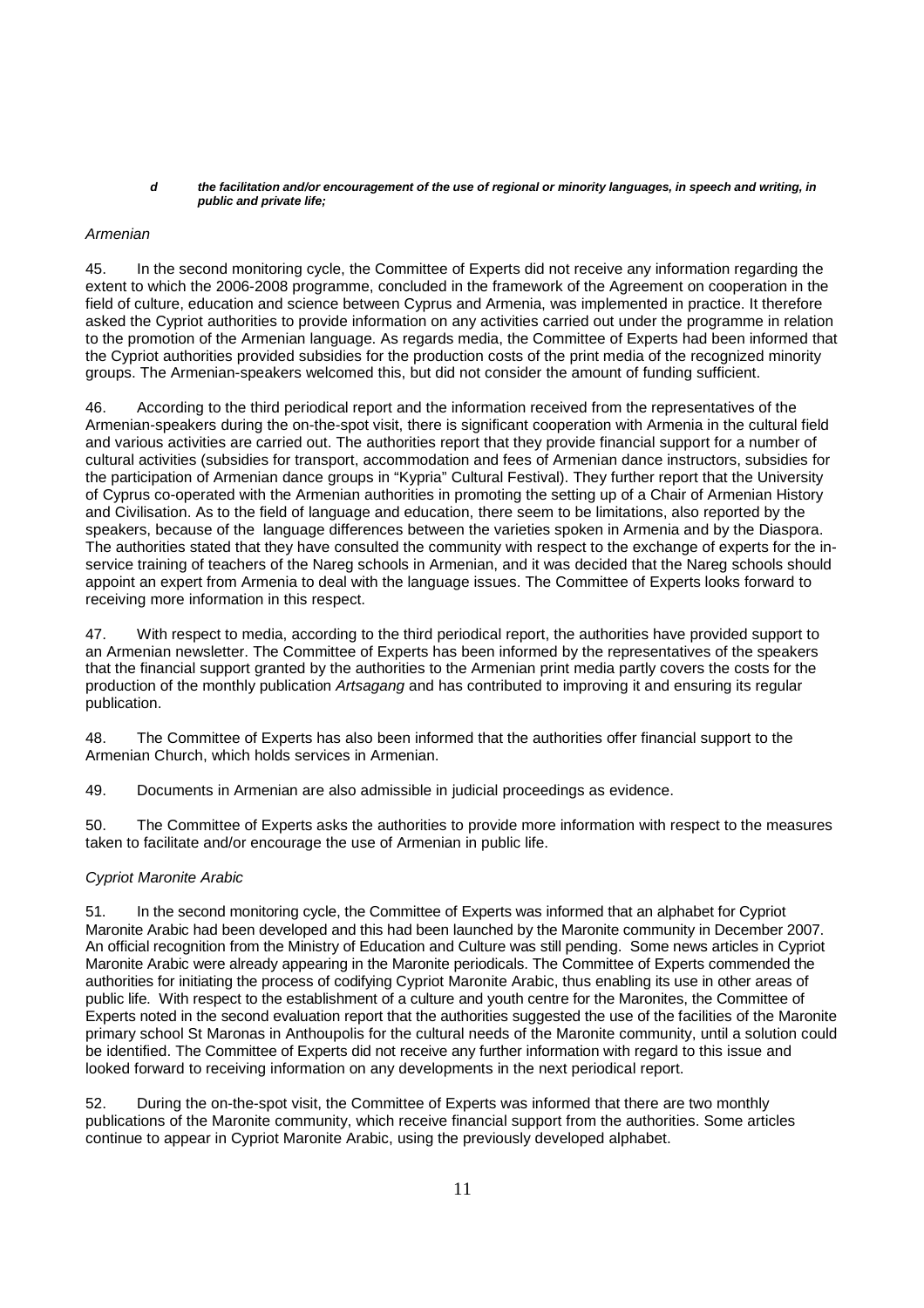***d the facilitation and/or encouragement of the use of regional or minority languages, in speech and writing, in public and private life;***

*Armenian*

45. In the second monitoring cycle, the Committee of Experts did not receive any information regarding the extent to which the 2006-2008 programme, concluded in the framework of the Agreement on cooperation in the field of culture, education and science between Cyprus and Armenia, was implemented in practice. It therefore asked the Cypriot authorities to provide information on any activities carried out under the programme in relation to the promotion of the Armenian language. As regards media, the Committee of Experts had been informed that the Cypriot authorities provided subsidies for the production costs of the print media of the recognized minority groups. The Armenian-speakers welcomed this, but did not consider the amount of funding sufficient.

46. According to the third periodical report and the information received from the representatives of the Armenian-speakers during the on-the-spot visit, there is significant cooperation with Armenia in the cultural field and various activities are carried out. The authorities report that they provide financial support for a number of cultural activities (subsidies for transport, accommodation and fees of Armenian dance instructors, subsidies for the participation of Armenian dance groups in "Kypria" Cultural Festival). They further report that the University of Cyprus co-operated with the Armenian authorities in promoting the setting up of a Chair of Armenian History and Civilisation. As to the field of language and education, there seem to be limitations, also reported by the speakers, because of the language differences between the varieties spoken in Armenia and by the Diaspora. The authorities stated that they have consulted the community with respect to the exchange of experts for the in-service training of teachers of the Nareg schools in Armenian, and it was decided that the Nareg schools should appoint an expert from Armenia to deal with the language issues. The Committee of Experts looks forward to receiving more information in this respect.

47. With respect to media, according to the third periodical report, the authorities have provided support to an Armenian newsletter. The Committee of Experts has been informed by the representatives of the speakers that the financial support granted by the authorities to the Armenian print media partly covers the costs for the production of the monthly publication *Artsagang* and has contributed to improving it and ensuring its regular publication.

48. The Committee of Experts has also been informed that the authorities offer financial support to the Armenian Church, which holds services in Armenian.

49. Documents in Armenian are also admissible in judicial proceedings as evidence.

50. The Committee of Experts asks the authorities to provide more information with respect to the measures taken to facilitate and/or encourage the use of Armenian in public life.

*Cypriot Maronite Arabic*

51. In the second monitoring cycle, the Committee of Experts was informed that an alphabet for Cypriot Maronite Arabic had been developed and this had been launched by the Maronite community in December 2007. An official recognition from the Ministry of Education and Culture was still pending. Some news articles in Cypriot Maronite Arabic were already appearing in the Maronite periodicals. The Committee of Experts commended the authorities for initiating the process of codifying Cypriot Maronite Arabic, thus enabling its use in other areas of public life. With respect to the establishment of a culture and youth centre for the Maronites, the Committee of Experts noted in the second evaluation report that the authorities suggested the use of the facilities of the Maronite primary school St Maronas in Anthoupolis for the cultural needs of the Maronite community, until a solution could be identified. The Committee of Experts did not receive any further information with regard to this issue and looked forward to receiving information on any developments in the next periodical report.

52. During the on-the-spot visit, the Committee of Experts was informed that there are two monthly publications of the Maronite community, which receive financial support from the authorities. Some articles continue to appear in Cypriot Maronite Arabic, using the previously developed alphabet.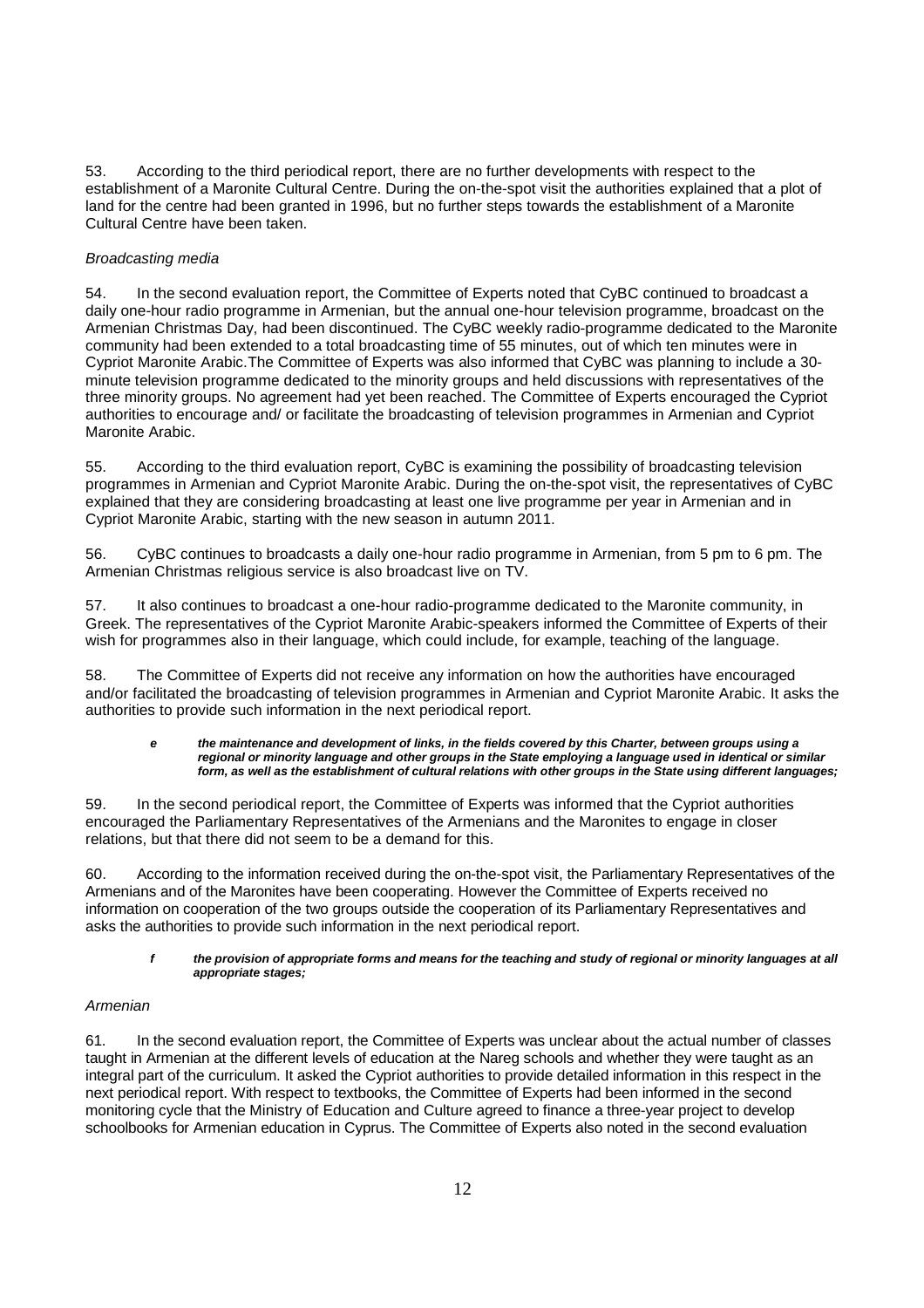53. According to the third periodical report, there are no further developments with respect to the establishment of a Maronite Cultural Centre. During the on-the-spot visit the authorities explained that a plot of land for the centre had been granted in 1996, but no further steps towards the establishment of a Maronite Cultural Centre have been taken.

*Broadcasting media*

54. In the second evaluation report, the Committee of Experts noted that CyBC continued to broadcast a daily one-hour radio programme in Armenian, but the annual one-hour television programme, broadcast on the Armenian Christmas Day, had been discontinued. The CyBC weekly radio-programme dedicated to the Maronite community had been extended to a total broadcasting time of 55 minutes, out of which ten minutes were in Cypriot Maronite Arabic.The Committee of Experts was also informed that CyBC was planning to include a 30-minute television programme dedicated to the minority groups and held discussions with representatives of the three minority groups. No agreement had yet been reached. The Committee of Experts encouraged the Cypriot authorities to encourage and/ or facilitate the broadcasting of television programmes in Armenian and Cypriot Maronite Arabic.

55. According to the third evaluation report, CyBC is examining the possibility of broadcasting television programmes in Armenian and Cypriot Maronite Arabic. During the on-the-spot visit, the representatives of CyBC explained that they are considering broadcasting at least one live programme per year in Armenian and in Cypriot Maronite Arabic, starting with the new season in autumn 2011.

56. CyBC continues to broadcasts a daily one-hour radio programme in Armenian, from 5 pm to 6 pm. The Armenian Christmas religious service is also broadcast live on TV.

57. It also continues to broadcast a one-hour radio-programme dedicated to the Maronite community, in Greek. The representatives of the Cypriot Maronite Arabic-speakers informed the Committee of Experts of their wish for programmes also in their language, which could include, for example, teaching of the language.

58. The Committee of Experts did not receive any information on how the authorities have encouraged and/or facilitated the broadcasting of television programmes in Armenian and Cypriot Maronite Arabic. It asks the authorities to provide such information in the next periodical report.

> ***e the maintenance and development of links, in the fields covered by this Charter, between groups using a regional or minority language and other groups in the State employing a language used in identical or similar form, as well as the establishment of cultural relations with other groups in the State using different languages;***

59. In the second periodical report, the Committee of Experts was informed that the Cypriot authorities encouraged the Parliamentary Representatives of the Armenians and the Maronites to engage in closer relations, but that there did not seem to be a demand for this.

60. According to the information received during the on-the-spot visit, the Parliamentary Representatives of the Armenians and of the Maronites have been cooperating. However the Committee of Experts received no information on cooperation of the two groups outside the cooperation of its Parliamentary Representatives and asks the authorities to provide such information in the next periodical report.

> ***f the provision of appropriate forms and means for the teaching and study of regional or minority languages at all appropriate stages;***

*Armenian*

61. In the second evaluation report, the Committee of Experts was unclear about the actual number of classes taught in Armenian at the different levels of education at the Nareg schools and whether they were taught as an integral part of the curriculum. It asked the Cypriot authorities to provide detailed information in this respect in the next periodical report. With respect to textbooks, the Committee of Experts had been informed in the second monitoring cycle that the Ministry of Education and Culture agreed to finance a three-year project to develop schoolbooks for Armenian education in Cyprus. The Committee of Experts also noted in the second evaluation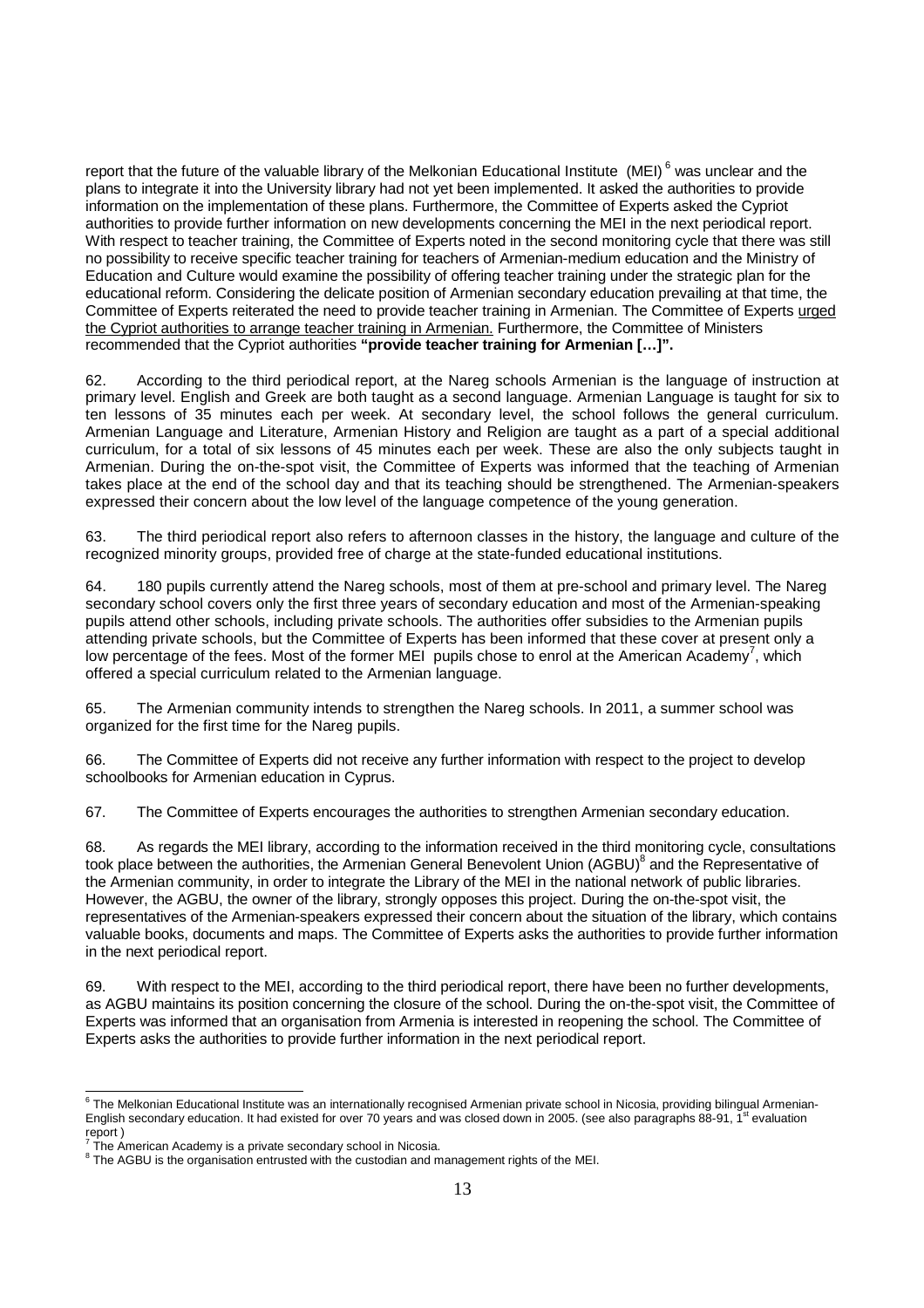report that the future of the valuable library of the Melkonian Educational Institute (MEI) [6] was unclear and the plans to integrate it into the University library had not yet been implemented. It asked the authorities to provide information on the implementation of these plans. Furthermore, the Committee of Experts asked the Cypriot authorities to provide further information on new developments concerning the MEI in the next periodical report. With respect to teacher training, the Committee of Experts noted in the second monitoring cycle that there was still no possibility to receive specific teacher training for teachers of Armenian-medium education and the Ministry of Education and Culture would examine the possibility of offering teacher training under the strategic plan for the educational reform. Considering the delicate position of Armenian secondary education prevailing at that time, the Committee of Experts reiterated the need to provide teacher training in Armenian. The Committee of Experts urged the Cypriot authorities to arrange teacher training in Armenian. Furthermore, the Committee of Ministers recommended that the Cypriot authorities **"provide teacher training for Armenian […]".**

62. According to the third periodical report, at the Nareg schools Armenian is the language of instruction at primary level. English and Greek are both taught as a second language. Armenian Language is taught for six to ten lessons of 35 minutes each per week. At secondary level, the school follows the general curriculum. Armenian Language and Literature, Armenian History and Religion are taught as a part of a special additional curriculum, for a total of six lessons of 45 minutes each per week. These are also the only subjects taught in Armenian. During the on-the-spot visit, the Committee of Experts was informed that the teaching of Armenian takes place at the end of the school day and that its teaching should be strengthened. The Armenian-speakers expressed their concern about the low level of the language competence of the young generation.

63. The third periodical report also refers to afternoon classes in the history, the language and culture of the recognized minority groups, provided free of charge at the state-funded educational institutions.

64. 180 pupils currently attend the Nareg schools, most of them at pre-school and primary level. The Nareg secondary school covers only the first three years of secondary education and most of the Armenian-speaking pupils attend other schools, including private schools. The authorities offer subsidies to the Armenian pupils attending private schools, but the Committee of Experts has been informed that these cover at present only a low percentage of the fees. Most of the former MEI pupils chose to enrol at the American Academy[7], which offered a special curriculum related to the Armenian language.

65. The Armenian community intends to strengthen the Nareg schools. In 2011, a summer school was organized for the first time for the Nareg pupils.

66. The Committee of Experts did not receive any further information with respect to the project to develop schoolbooks for Armenian education in Cyprus.

67. The Committee of Experts encourages the authorities to strengthen Armenian secondary education.

68. As regards the MEI library, according to the information received in the third monitoring cycle, consultations took place between the authorities, the Armenian General Benevolent Union (AGBU)[8] and the Representative of the Armenian community, in order to integrate the Library of the MEI in the national network of public libraries. However, the AGBU, the owner of the library, strongly opposes this project. During the on-the-spot visit, the representatives of the Armenian-speakers expressed their concern about the situation of the library, which contains valuable books, documents and maps. The Committee of Experts asks the authorities to provide further information in the next periodical report.

69. With respect to the MEI, according to the third periodical report, there have been no further developments, as AGBU maintains its position concerning the closure of the school. During the on-the-spot visit, the Committee of Experts was informed that an organisation from Armenia is interested in reopening the school. The Committee of Experts asks the authorities to provide further information in the next periodical report.

---

[6] The Melkonian Educational Institute was an internationally recognised Armenian private school in Nicosia, providing bilingual Armenian-English secondary education. It had existed for over 70 years and was closed down in 2005. (see also paragraphs 88-91, 1st evaluation report )

[7] The American Academy is a private secondary school in Nicosia.

[8] The AGBU is the organisation entrusted with the custodian and management rights of the MEI.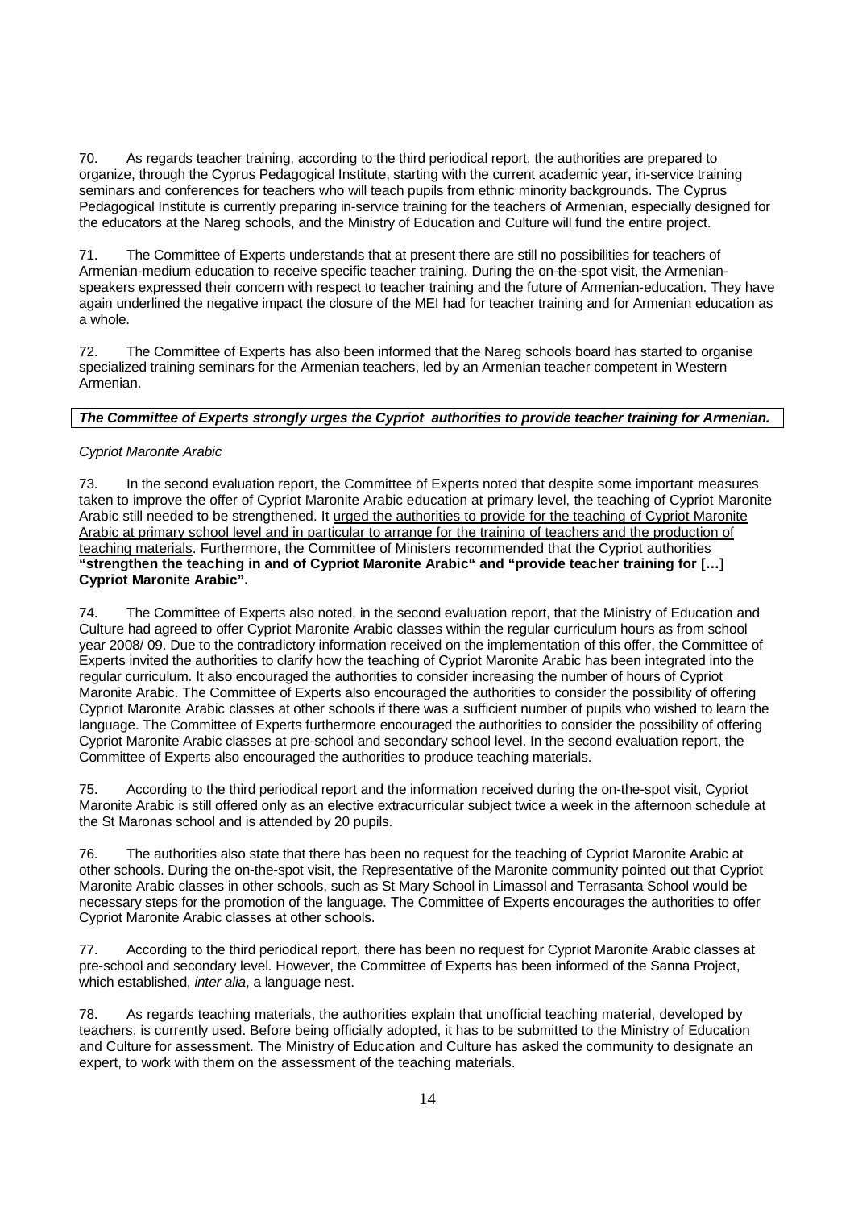70. As regards teacher training, according to the third periodical report, the authorities are prepared to organize, through the Cyprus Pedagogical Institute, starting with the current academic year, in-service training seminars and conferences for teachers who will teach pupils from ethnic minority backgrounds. The Cyprus Pedagogical Institute is currently preparing in-service training for the teachers of Armenian, especially designed for the educators at the Nareg schools, and the Ministry of Education and Culture will fund the entire project.

71. The Committee of Experts understands that at present there are still no possibilities for teachers of Armenian-medium education to receive specific teacher training. During the on-the-spot visit, the Armenian-speakers expressed their concern with respect to teacher training and the future of Armenian-education. They have again underlined the negative impact the closure of the MEI had for teacher training and for Armenian education as a whole.

72. The Committee of Experts has also been informed that the Nareg schools board has started to organise specialized training seminars for the Armenian teachers, led by an Armenian teacher competent in Western Armenian.

***The Committee of Experts strongly urges the Cypriot authorities to provide teacher training for Armenian.***

*Cypriot Maronite Arabic*

73. In the second evaluation report, the Committee of Experts noted that despite some important measures taken to improve the offer of Cypriot Maronite Arabic education at primary level, the teaching of Cypriot Maronite Arabic still needed to be strengthened. It <u>urged the authorities to provide for the teaching of Cypriot Maronite Arabic at primary school level and in particular to arrange for the training of teachers and the production of teaching materials</u>. Furthermore, the Committee of Ministers recommended that the Cypriot authorities **"strengthen the teaching in and of Cypriot Maronite Arabic" and "provide teacher training for […] Cypriot Maronite Arabic".**

74. The Committee of Experts also noted, in the second evaluation report, that the Ministry of Education and Culture had agreed to offer Cypriot Maronite Arabic classes within the regular curriculum hours as from school year 2008/ 09. Due to the contradictory information received on the implementation of this offer, the Committee of Experts invited the authorities to clarify how the teaching of Cypriot Maronite Arabic has been integrated into the regular curriculum. It also encouraged the authorities to consider increasing the number of hours of Cypriot Maronite Arabic. The Committee of Experts also encouraged the authorities to consider the possibility of offering Cypriot Maronite Arabic classes at other schools if there was a sufficient number of pupils who wished to learn the language. The Committee of Experts furthermore encouraged the authorities to consider the possibility of offering Cypriot Maronite Arabic classes at pre-school and secondary school level. In the second evaluation report, the Committee of Experts also encouraged the authorities to produce teaching materials.

75. According to the third periodical report and the information received during the on-the-spot visit, Cypriot Maronite Arabic is still offered only as an elective extracurricular subject twice a week in the afternoon schedule at the St Maronas school and is attended by 20 pupils.

76. The authorities also state that there has been no request for the teaching of Cypriot Maronite Arabic at other schools. During the on-the-spot visit, the Representative of the Maronite community pointed out that Cypriot Maronite Arabic classes in other schools, such as St Mary School in Limassol and Terrasanta School would be necessary steps for the promotion of the language. The Committee of Experts encourages the authorities to offer Cypriot Maronite Arabic classes at other schools.

77. According to the third periodical report, there has been no request for Cypriot Maronite Arabic classes at pre-school and secondary level. However, the Committee of Experts has been informed of the Sanna Project, which established, *inter alia*, a language nest.

78. As regards teaching materials, the authorities explain that unofficial teaching material, developed by teachers, is currently used. Before being officially adopted, it has to be submitted to the Ministry of Education and Culture for assessment. The Ministry of Education and Culture has asked the community to designate an expert, to work with them on the assessment of the teaching materials.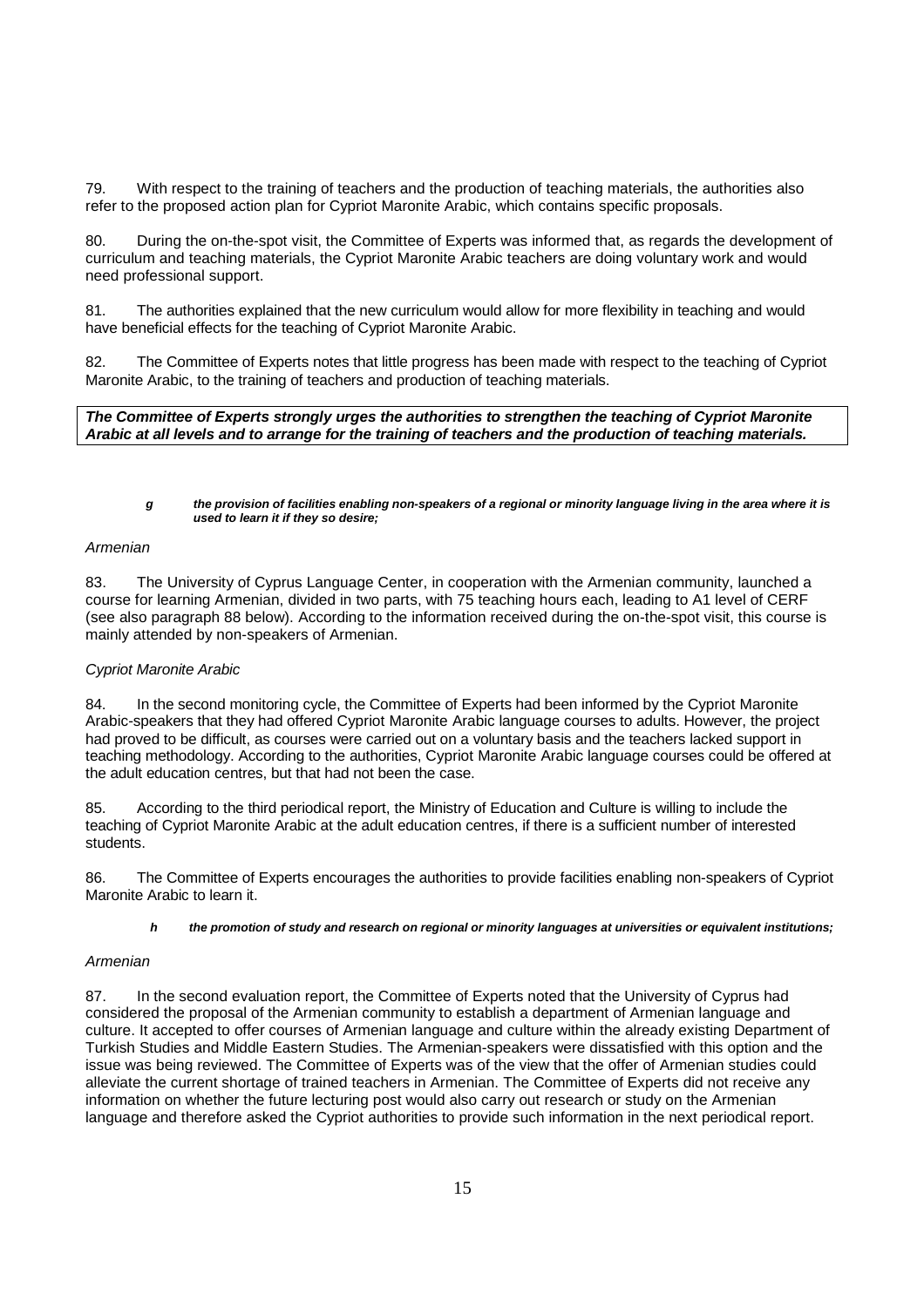79. With respect to the training of teachers and the production of teaching materials, the authorities also refer to the proposed action plan for Cypriot Maronite Arabic, which contains specific proposals.

80. During the on-the-spot visit, the Committee of Experts was informed that, as regards the development of curriculum and teaching materials, the Cypriot Maronite Arabic teachers are doing voluntary work and would need professional support.

81. The authorities explained that the new curriculum would allow for more flexibility in teaching and would have beneficial effects for the teaching of Cypriot Maronite Arabic.

82. The Committee of Experts notes that little progress has been made with respect to the teaching of Cypriot Maronite Arabic, to the training of teachers and production of teaching materials.

***The Committee of Experts strongly urges the authorities to strengthen the teaching of Cypriot Maronite Arabic at all levels and to arrange for the training of teachers and the production of teaching materials.***

> ***g the provision of facilities enabling non-speakers of a regional or minority language living in the area where it is used to learn it if they so desire;***

*Armenian*

83. The University of Cyprus Language Center, in cooperation with the Armenian community, launched a course for learning Armenian, divided in two parts, with 75 teaching hours each, leading to A1 level of CERF (see also paragraph 88 below). According to the information received during the on-the-spot visit, this course is mainly attended by non-speakers of Armenian.

*Cypriot Maronite Arabic*

84. In the second monitoring cycle, the Committee of Experts had been informed by the Cypriot Maronite Arabic-speakers that they had offered Cypriot Maronite Arabic language courses to adults. However, the project had proved to be difficult, as courses were carried out on a voluntary basis and the teachers lacked support in teaching methodology. According to the authorities, Cypriot Maronite Arabic language courses could be offered at the adult education centres, but that had not been the case.

85. According to the third periodical report, the Ministry of Education and Culture is willing to include the teaching of Cypriot Maronite Arabic at the adult education centres, if there is a sufficient number of interested students.

86. The Committee of Experts encourages the authorities to provide facilities enabling non-speakers of Cypriot Maronite Arabic to learn it.

> ***h the promotion of study and research on regional or minority languages at universities or equivalent institutions;***

*Armenian*

87. In the second evaluation report, the Committee of Experts noted that the University of Cyprus had considered the proposal of the Armenian community to establish a department of Armenian language and culture. It accepted to offer courses of Armenian language and culture within the already existing Department of Turkish Studies and Middle Eastern Studies. The Armenian-speakers were dissatisfied with this option and the issue was being reviewed. The Committee of Experts was of the view that the offer of Armenian studies could alleviate the current shortage of trained teachers in Armenian. The Committee of Experts did not receive any information on whether the future lecturing post would also carry out research or study on the Armenian language and therefore asked the Cypriot authorities to provide such information in the next periodical report.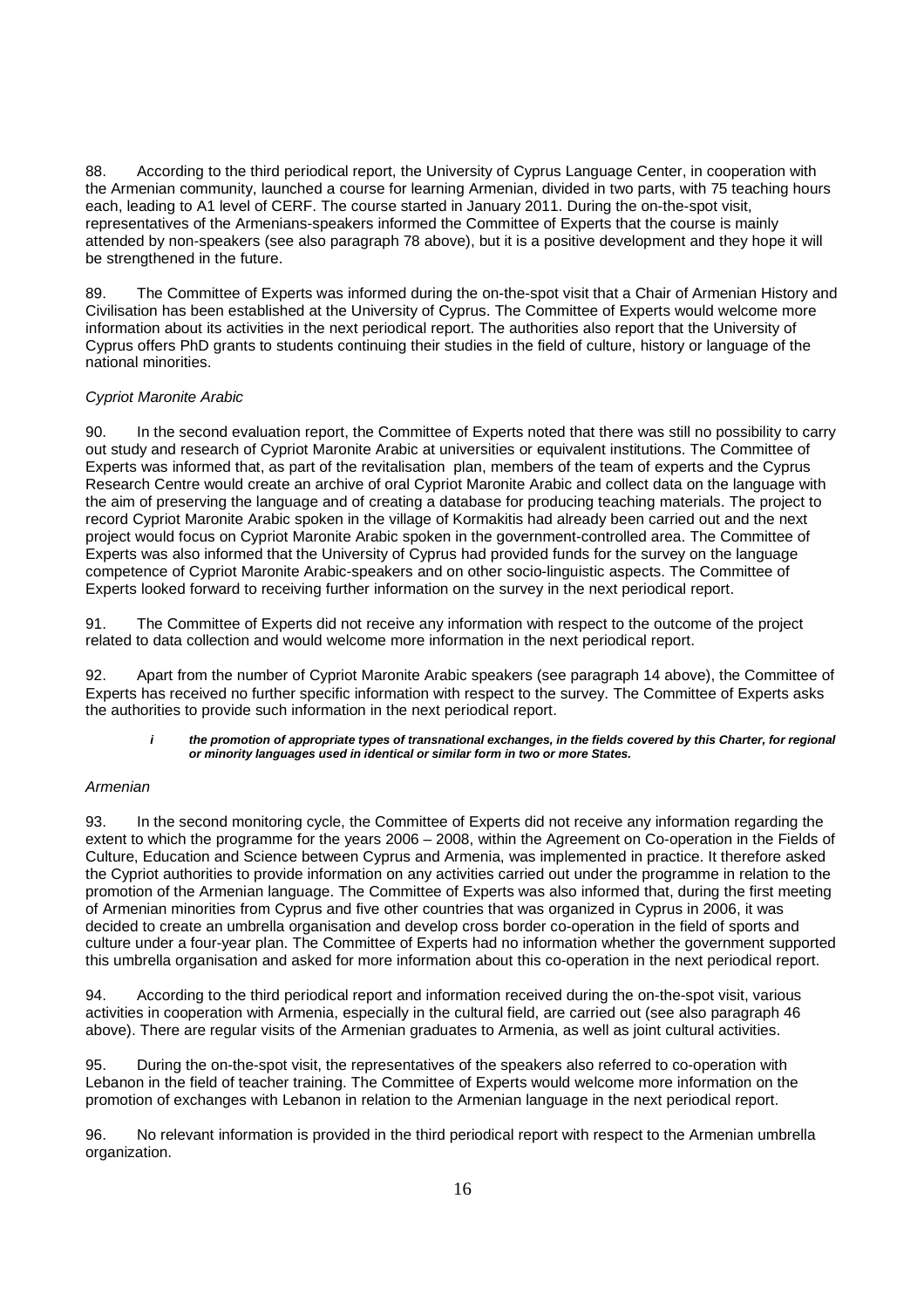88. According to the third periodical report, the University of Cyprus Language Center, in cooperation with the Armenian community, launched a course for learning Armenian, divided in two parts, with 75 teaching hours each, leading to A1 level of CERF. The course started in January 2011. During the on-the-spot visit, representatives of the Armenians-speakers informed the Committee of Experts that the course is mainly attended by non-speakers (see also paragraph 78 above), but it is a positive development and they hope it will be strengthened in the future.

89. The Committee of Experts was informed during the on-the-spot visit that a Chair of Armenian History and Civilisation has been established at the University of Cyprus. The Committee of Experts would welcome more information about its activities in the next periodical report. The authorities also report that the University of Cyprus offers PhD grants to students continuing their studies in the field of culture, history or language of the national minorities.

*Cypriot Maronite Arabic*

90. In the second evaluation report, the Committee of Experts noted that there was still no possibility to carry out study and research of Cypriot Maronite Arabic at universities or equivalent institutions. The Committee of Experts was informed that, as part of the revitalisation plan, members of the team of experts and the Cyprus Research Centre would create an archive of oral Cypriot Maronite Arabic and collect data on the language with the aim of preserving the language and of creating a database for producing teaching materials. The project to record Cypriot Maronite Arabic spoken in the village of Kormakitis had already been carried out and the next project would focus on Cypriot Maronite Arabic spoken in the government-controlled area. The Committee of Experts was also informed that the University of Cyprus had provided funds for the survey on the language competence of Cypriot Maronite Arabic-speakers and on other socio-linguistic aspects. The Committee of Experts looked forward to receiving further information on the survey in the next periodical report.

91. The Committee of Experts did not receive any information with respect to the outcome of the project related to data collection and would welcome more information in the next periodical report.

92. Apart from the number of Cypriot Maronite Arabic speakers (see paragraph 14 above), the Committee of Experts has received no further specific information with respect to the survey. The Committee of Experts asks the authorities to provide such information in the next periodical report.

> ***i the promotion of appropriate types of transnational exchanges, in the fields covered by this Charter, for regional or minority languages used in identical or similar form in two or more States.***

*Armenian*

93. In the second monitoring cycle, the Committee of Experts did not receive any information regarding the extent to which the programme for the years 2006 – 2008, within the Agreement on Co-operation in the Fields of Culture, Education and Science between Cyprus and Armenia, was implemented in practice. It therefore asked the Cypriot authorities to provide information on any activities carried out under the programme in relation to the promotion of the Armenian language. The Committee of Experts was also informed that, during the first meeting of Armenian minorities from Cyprus and five other countries that was organized in Cyprus in 2006, it was decided to create an umbrella organisation and develop cross border co-operation in the field of sports and culture under a four-year plan. The Committee of Experts had no information whether the government supported this umbrella organisation and asked for more information about this co-operation in the next periodical report.

94. According to the third periodical report and information received during the on-the-spot visit, various activities in cooperation with Armenia, especially in the cultural field, are carried out (see also paragraph 46 above). There are regular visits of the Armenian graduates to Armenia, as well as joint cultural activities.

95. During the on-the-spot visit, the representatives of the speakers also referred to co-operation with Lebanon in the field of teacher training. The Committee of Experts would welcome more information on the promotion of exchanges with Lebanon in relation to the Armenian language in the next periodical report.

96. No relevant information is provided in the third periodical report with respect to the Armenian umbrella organization.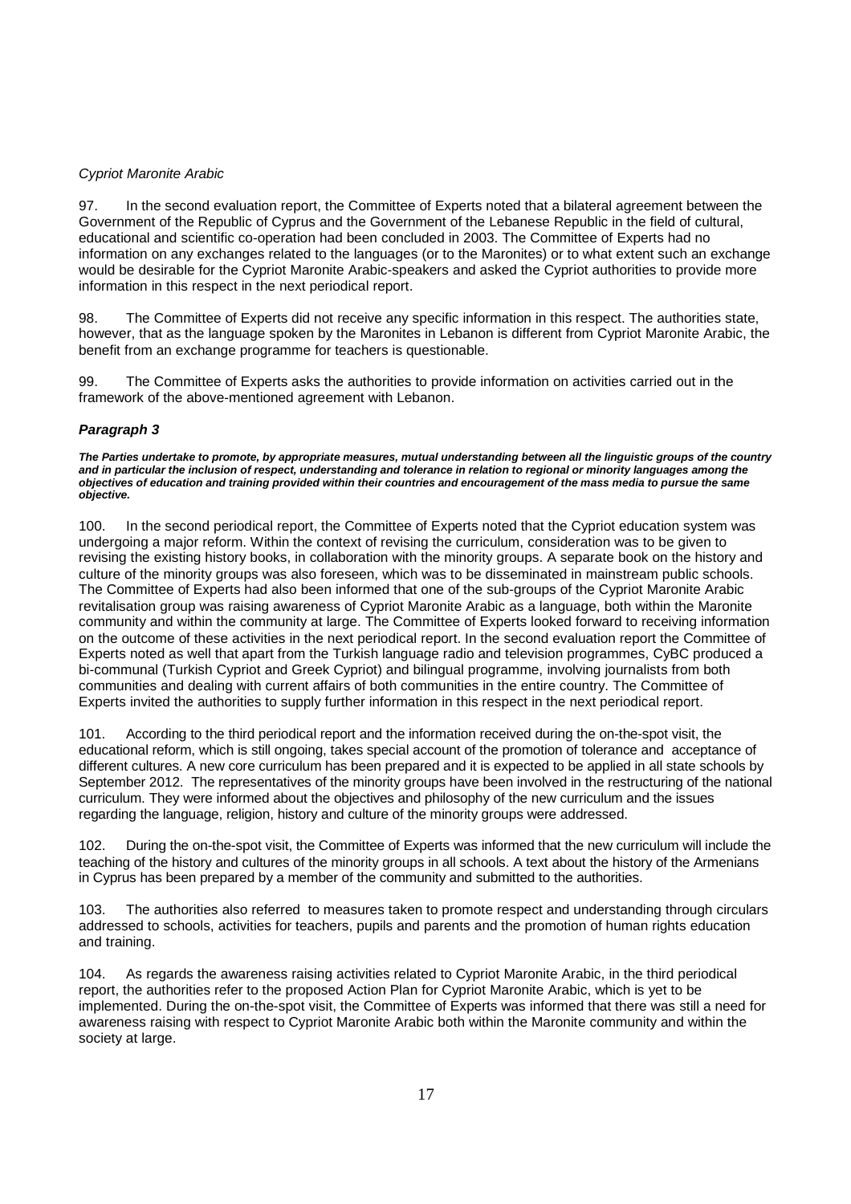*Cypriot Maronite Arabic*

97. In the second evaluation report, the Committee of Experts noted that a bilateral agreement between the Government of the Republic of Cyprus and the Government of the Lebanese Republic in the field of cultural, educational and scientific co-operation had been concluded in 2003. The Committee of Experts had no information on any exchanges related to the languages (or to the Maronites) or to what extent such an exchange would be desirable for the Cypriot Maronite Arabic-speakers and asked the Cypriot authorities to provide more information in this respect in the next periodical report.

98. The Committee of Experts did not receive any specific information in this respect. The authorities state, however, that as the language spoken by the Maronites in Lebanon is different from Cypriot Maronite Arabic, the benefit from an exchange programme for teachers is questionable.

99. The Committee of Experts asks the authorities to provide information on activities carried out in the framework of the above-mentioned agreement with Lebanon.

***Paragraph 3***

***The Parties undertake to promote, by appropriate measures, mutual understanding between all the linguistic groups of the country and in particular the inclusion of respect, understanding and tolerance in relation to regional or minority languages among the objectives of education and training provided within their countries and encouragement of the mass media to pursue the same objective.***

100. In the second periodical report, the Committee of Experts noted that the Cypriot education system was undergoing a major reform. Within the context of revising the curriculum, consideration was to be given to revising the existing history books, in collaboration with the minority groups. A separate book on the history and culture of the minority groups was also foreseen, which was to be disseminated in mainstream public schools. The Committee of Experts had also been informed that one of the sub-groups of the Cypriot Maronite Arabic revitalisation group was raising awareness of Cypriot Maronite Arabic as a language, both within the Maronite community and within the community at large. The Committee of Experts looked forward to receiving information on the outcome of these activities in the next periodical report. In the second evaluation report the Committee of Experts noted as well that apart from the Turkish language radio and television programmes, CyBC produced a bi-communal (Turkish Cypriot and Greek Cypriot) and bilingual programme, involving journalists from both communities and dealing with current affairs of both communities in the entire country. The Committee of Experts invited the authorities to supply further information in this respect in the next periodical report.

101. According to the third periodical report and the information received during the on-the-spot visit, the educational reform, which is still ongoing, takes special account of the promotion of tolerance and acceptance of different cultures. A new core curriculum has been prepared and it is expected to be applied in all state schools by September 2012. The representatives of the minority groups have been involved in the restructuring of the national curriculum. They were informed about the objectives and philosophy of the new curriculum and the issues regarding the language, religion, history and culture of the minority groups were addressed.

102. During the on-the-spot visit, the Committee of Experts was informed that the new curriculum will include the teaching of the history and cultures of the minority groups in all schools. A text about the history of the Armenians in Cyprus has been prepared by a member of the community and submitted to the authorities.

103. The authorities also referred to measures taken to promote respect and understanding through circulars addressed to schools, activities for teachers, pupils and parents and the promotion of human rights education and training.

104. As regards the awareness raising activities related to Cypriot Maronite Arabic, in the third periodical report, the authorities refer to the proposed Action Plan for Cypriot Maronite Arabic, which is yet to be implemented. During the on-the-spot visit, the Committee of Experts was informed that there was still a need for awareness raising with respect to Cypriot Maronite Arabic both within the Maronite community and within the society at large.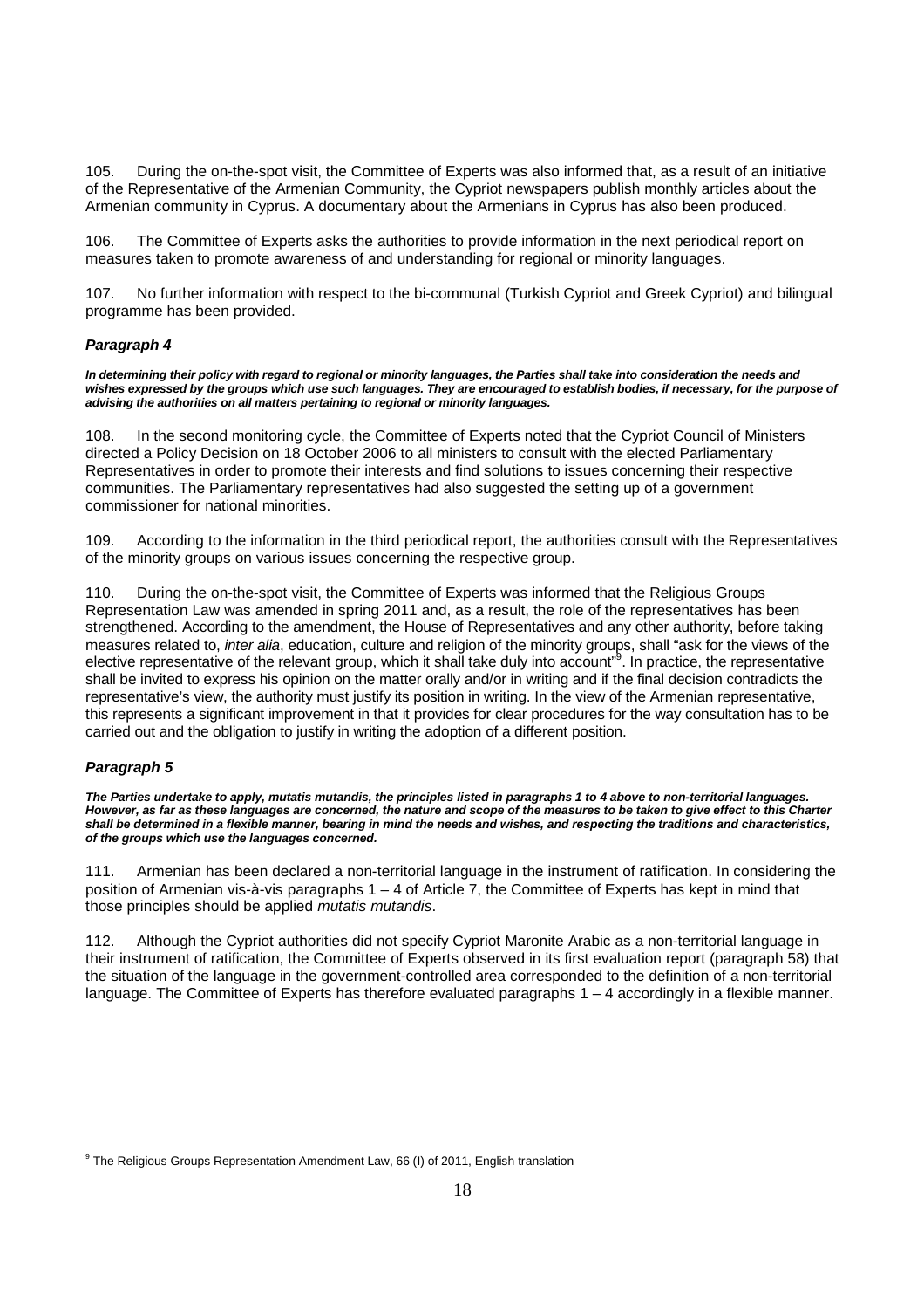105. During the on-the-spot visit, the Committee of Experts was also informed that, as a result of an initiative of the Representative of the Armenian Community, the Cypriot newspapers publish monthly articles about the Armenian community in Cyprus. A documentary about the Armenians in Cyprus has also been produced.

106. The Committee of Experts asks the authorities to provide information in the next periodical report on measures taken to promote awareness of and understanding for regional or minority languages.

107. No further information with respect to the bi-communal (Turkish Cypriot and Greek Cypriot) and bilingual programme has been provided.

### *Paragraph 4*

***In determining their policy with regard to regional or minority languages, the Parties shall take into consideration the needs and wishes expressed by the groups which use such languages. They are encouraged to establish bodies, if necessary, for the purpose of advising the authorities on all matters pertaining to regional or minority languages.***

108. In the second monitoring cycle, the Committee of Experts noted that the Cypriot Council of Ministers directed a Policy Decision on 18 October 2006 to all ministers to consult with the elected Parliamentary Representatives in order to promote their interests and find solutions to issues concerning their respective communities. The Parliamentary representatives had also suggested the setting up of a government commissioner for national minorities.

109. According to the information in the third periodical report, the authorities consult with the Representatives of the minority groups on various issues concerning the respective group.

110. During the on-the-spot visit, the Committee of Experts was informed that the Religious Groups Representation Law was amended in spring 2011 and, as a result, the role of the representatives has been strengthened. According to the amendment, the House of Representatives and any other authority, before taking measures related to, *inter alia*, education, culture and religion of the minority groups, shall "ask for the views of the elective representative of the relevant group, which it shall take duly into account"[9]. In practice, the representative shall be invited to express his opinion on the matter orally and/or in writing and if the final decision contradicts the representative's view, the authority must justify its position in writing. In the view of the Armenian representative, this represents a significant improvement in that it provides for clear procedures for the way consultation has to be carried out and the obligation to justify in writing the adoption of a different position.

### *Paragraph 5*

***The Parties undertake to apply, mutatis mutandis, the principles listed in paragraphs 1 to 4 above to non-territorial languages. However, as far as these languages are concerned, the nature and scope of the measures to be taken to give effect to this Charter shall be determined in a flexible manner, bearing in mind the needs and wishes, and respecting the traditions and characteristics, of the groups which use the languages concerned.***

111. Armenian has been declared a non-territorial language in the instrument of ratification. In considering the position of Armenian vis-à-vis paragraphs 1 – 4 of Article 7, the Committee of Experts has kept in mind that those principles should be applied *mutatis mutandis*.

112. Although the Cypriot authorities did not specify Cypriot Maronite Arabic as a non-territorial language in their instrument of ratification, the Committee of Experts observed in its first evaluation report (paragraph 58) that the situation of the language in the government-controlled area corresponded to the definition of a non-territorial language. The Committee of Experts has therefore evaluated paragraphs 1 – 4 accordingly in a flexible manner.

---

[9] The Religious Groups Representation Amendment Law, 66 (I) of 2011, English translation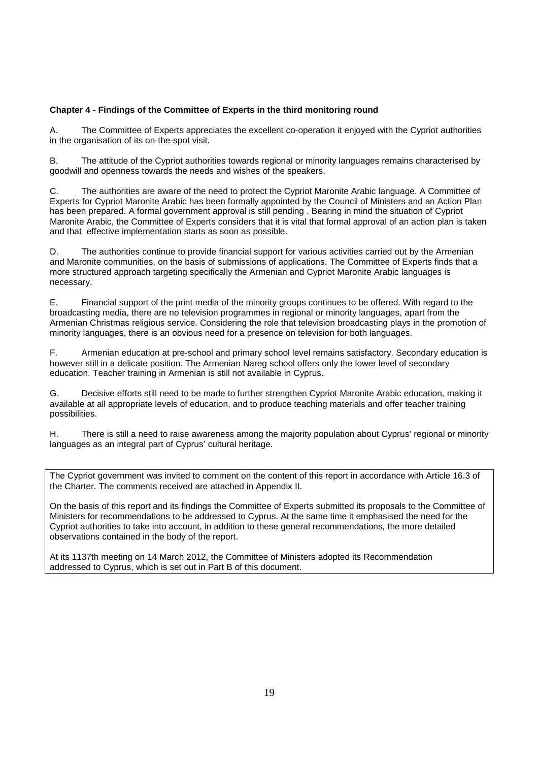**Chapter 4 - Findings of the Committee of Experts in the third monitoring round**

A. The Committee of Experts appreciates the excellent co-operation it enjoyed with the Cypriot authorities in the organisation of its on-the-spot visit.

B. The attitude of the Cypriot authorities towards regional or minority languages remains characterised by goodwill and openness towards the needs and wishes of the speakers.

C. The authorities are aware of the need to protect the Cypriot Maronite Arabic language. A Committee of Experts for Cypriot Maronite Arabic has been formally appointed by the Council of Ministers and an Action Plan has been prepared. A formal government approval is still pending . Bearing in mind the situation of Cypriot Maronite Arabic, the Committee of Experts considers that it is vital that formal approval of an action plan is taken and that effective implementation starts as soon as possible.

D. The authorities continue to provide financial support for various activities carried out by the Armenian and Maronite communities, on the basis of submissions of applications. The Committee of Experts finds that a more structured approach targeting specifically the Armenian and Cypriot Maronite Arabic languages is necessary.

E. Financial support of the print media of the minority groups continues to be offered. With regard to the broadcasting media, there are no television programmes in regional or minority languages, apart from the Armenian Christmas religious service. Considering the role that television broadcasting plays in the promotion of minority languages, there is an obvious need for a presence on television for both languages.

F. Armenian education at pre-school and primary school level remains satisfactory. Secondary education is however still in a delicate position. The Armenian Nareg school offers only the lower level of secondary education. Teacher training in Armenian is still not available in Cyprus.

G. Decisive efforts still need to be made to further strengthen Cypriot Maronite Arabic education, making it available at all appropriate levels of education, and to produce teaching materials and offer teacher training possibilities.

H. There is still a need to raise awareness among the majority population about Cyprus' regional or minority languages as an integral part of Cyprus' cultural heritage.

The Cypriot government was invited to comment on the content of this report in accordance with Article 16.3 of the Charter. The comments received are attached in Appendix II.

On the basis of this report and its findings the Committee of Experts submitted its proposals to the Committee of Ministers for recommendations to be addressed to Cyprus. At the same time it emphasised the need for the Cypriot authorities to take into account, in addition to these general recommendations, the more detailed observations contained in the body of the report.

At its 1137th meeting on 14 March 2012, the Committee of Ministers adopted its Recommendation addressed to Cyprus, which is set out in Part B of this document.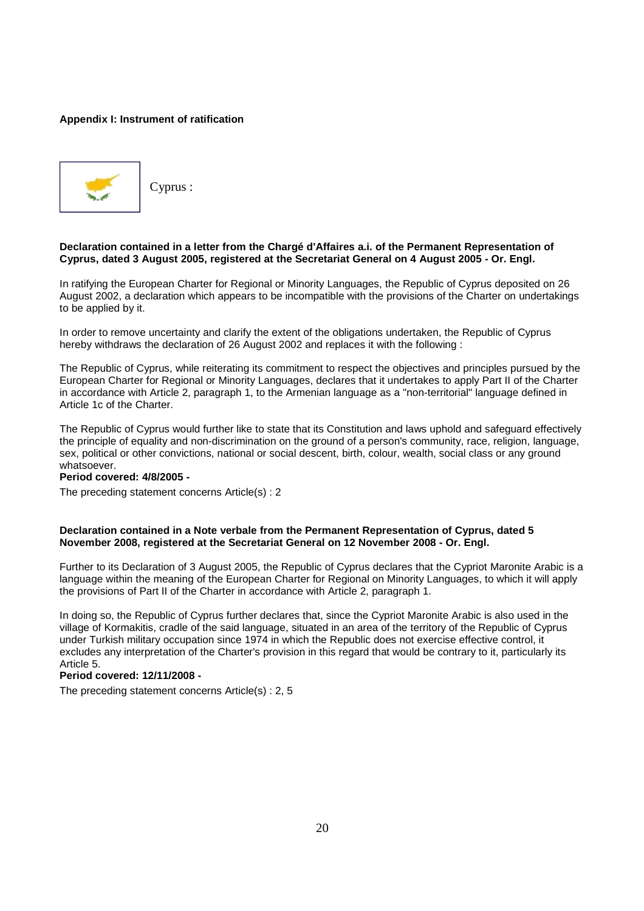**Appendix I: Instrument of ratification**

Cyprus :

**Declaration contained in a letter from the Chargé d'Affaires a.i. of the Permanent Representation of Cyprus, dated 3 August 2005, registered at the Secretariat General on 4 August 2005 - Or. Engl.**

In ratifying the European Charter for Regional or Minority Languages, the Republic of Cyprus deposited on 26 August 2002, a declaration which appears to be incompatible with the provisions of the Charter on undertakings to be applied by it.

In order to remove uncertainty and clarify the extent of the obligations undertaken, the Republic of Cyprus hereby withdraws the declaration of 26 August 2002 and replaces it with the following :

The Republic of Cyprus, while reiterating its commitment to respect the objectives and principles pursued by the European Charter for Regional or Minority Languages, declares that it undertakes to apply Part II of the Charter in accordance with Article 2, paragraph 1, to the Armenian language as a "non-territorial" language defined in Article 1c of the Charter.

The Republic of Cyprus would further like to state that its Constitution and laws uphold and safeguard effectively the principle of equality and non-discrimination on the ground of a person's community, race, religion, language, sex, political or other convictions, national or social descent, birth, colour, wealth, social class or any ground whatsoever.

**Period covered: 4/8/2005 -**

The preceding statement concerns Article(s) : 2

**Declaration contained in a Note verbale from the Permanent Representation of Cyprus, dated 5 November 2008, registered at the Secretariat General on 12 November 2008 - Or. Engl.**

Further to its Declaration of 3 August 2005, the Republic of Cyprus declares that the Cypriot Maronite Arabic is a language within the meaning of the European Charter for Regional on Minority Languages, to which it will apply the provisions of Part II of the Charter in accordance with Article 2, paragraph 1.

In doing so, the Republic of Cyprus further declares that, since the Cypriot Maronite Arabic is also used in the village of Kormakitis, cradle of the said language, situated in an area of the territory of the Republic of Cyprus under Turkish military occupation since 1974 in which the Republic does not exercise effective control, it excludes any interpretation of the Charter's provision in this regard that would be contrary to it, particularly its Article 5.

**Period covered: 12/11/2008 -**

The preceding statement concerns Article(s) : 2, 5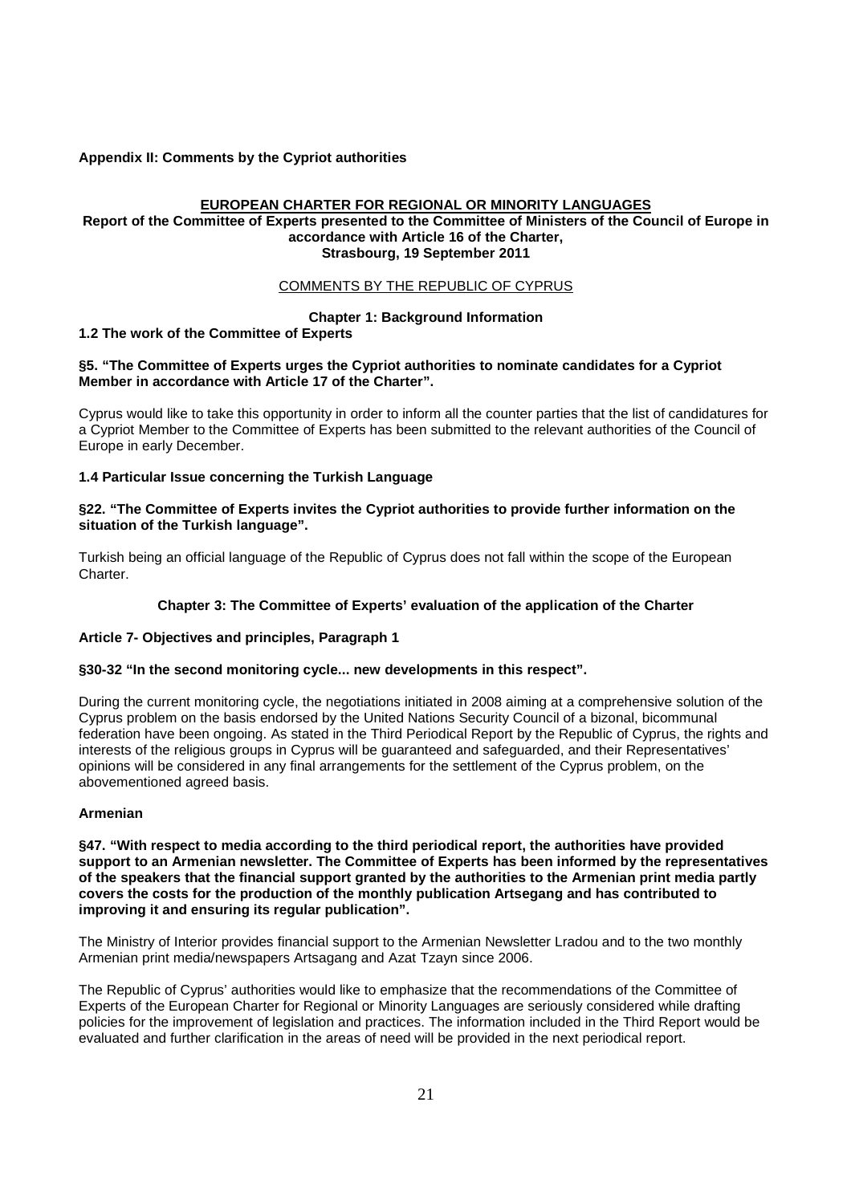**Appendix II: Comments by the Cypriot authorities**

**EUROPEAN CHARTER FOR REGIONAL OR MINORITY LANGUAGES**

**Report of the Committee of Experts presented to the Committee of Ministers of the Council of Europe in accordance with Article 16 of the Charter, Strasbourg, 19 September 2011**

COMMENTS BY THE REPUBLIC OF CYPRUS

**Chapter 1: Background Information**

**1.2 The work of the Committee of Experts**

**§5. "The Committee of Experts urges the Cypriot authorities to nominate candidates for a Cypriot Member in accordance with Article 17 of the Charter".**

Cyprus would like to take this opportunity in order to inform all the counter parties that the list of candidatures for a Cypriot Member to the Committee of Experts has been submitted to the relevant authorities of the Council of Europe in early December.

**1.4 Particular Issue concerning the Turkish Language**

**§22. "The Committee of Experts invites the Cypriot authorities to provide further information on the situation of the Turkish language".**

Turkish being an official language of the Republic of Cyprus does not fall within the scope of the European Charter.

**Chapter 3: The Committee of Experts' evaluation of the application of the Charter**

**Article 7- Objectives and principles, Paragraph 1**

**§30-32 "In the second monitoring cycle... new developments in this respect".**

During the current monitoring cycle, the negotiations initiated in 2008 aiming at a comprehensive solution of the Cyprus problem on the basis endorsed by the United Nations Security Council of a bizonal, bicommunal federation have been ongoing. As stated in the Third Periodical Report by the Republic of Cyprus, the rights and interests of the religious groups in Cyprus will be guaranteed and safeguarded, and their Representatives' opinions will be considered in any final arrangements for the settlement of the Cyprus problem, on the abovementioned agreed basis.

**Armenian**

**§47. "With respect to media according to the third periodical report, the authorities have provided support to an Armenian newsletter. The Committee of Experts has been informed by the representatives of the speakers that the financial support granted by the authorities to the Armenian print media partly covers the costs for the production of the monthly publication Artsegang and has contributed to improving it and ensuring its regular publication".**

The Ministry of Interior provides financial support to the Armenian Newsletter Lradou and to the two monthly Armenian print media/newspapers Artsagang and Azat Tzayn since 2006.

The Republic of Cyprus' authorities would like to emphasize that the recommendations of the Committee of Experts of the European Charter for Regional or Minority Languages are seriously considered while drafting policies for the improvement of legislation and practices. The information included in the Third Report would be evaluated and further clarification in the areas of need will be provided in the next periodical report.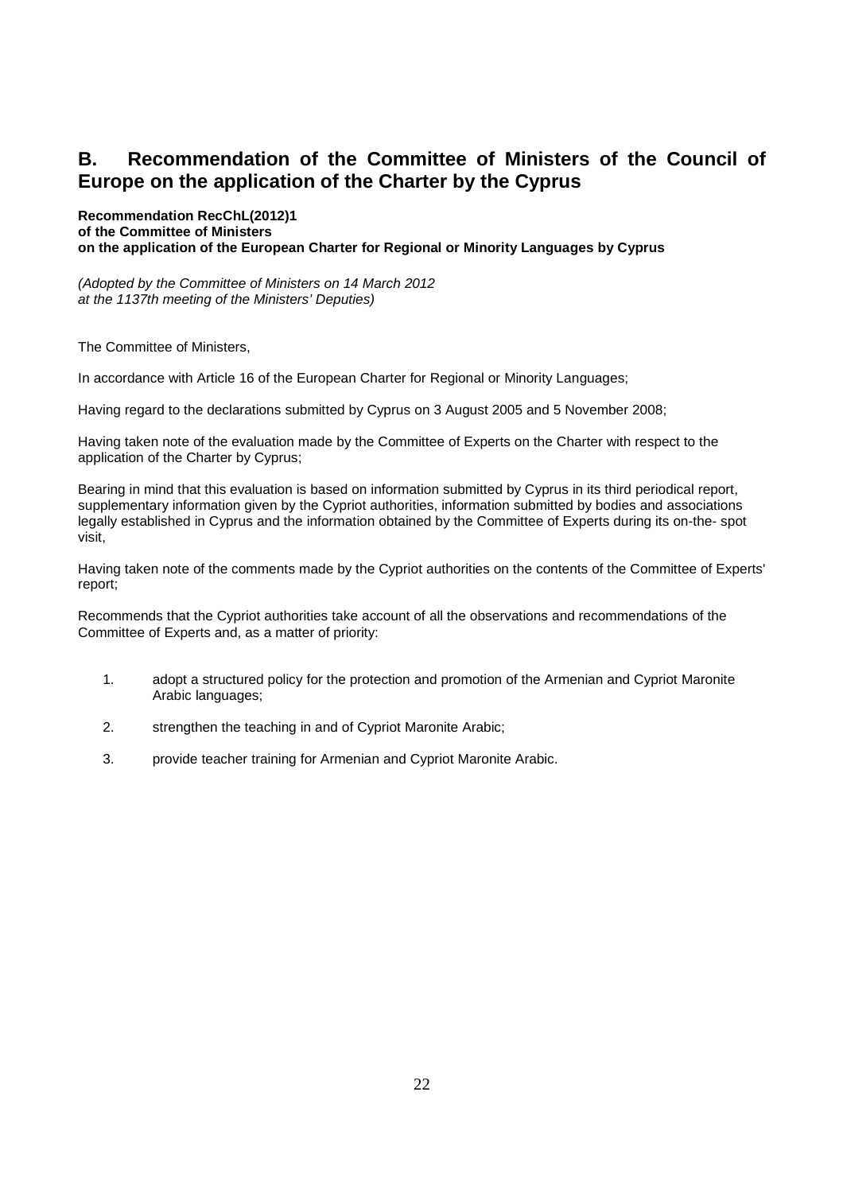## B. Recommendation of the Committee of Ministers of the Council of Europe on the application of the Charter by the Cyprus

**Recommendation RecChL(2012)1**
**of the Committee of Ministers**
**on the application of the European Charter for Regional or Minority Languages by Cyprus**

*(Adopted by the Committee of Ministers on 14 March 2012*
*at the 1137th meeting of the Ministers' Deputies)*

The Committee of Ministers,

In accordance with Article 16 of the European Charter for Regional or Minority Languages;

Having regard to the declarations submitted by Cyprus on 3 August 2005 and 5 November 2008;

Having taken note of the evaluation made by the Committee of Experts on the Charter with respect to the application of the Charter by Cyprus;

Bearing in mind that this evaluation is based on information submitted by Cyprus in its third periodical report, supplementary information given by the Cypriot authorities, information submitted by bodies and associations legally established in Cyprus and the information obtained by the Committee of Experts during its on-the- spot visit,

Having taken note of the comments made by the Cypriot authorities on the contents of the Committee of Experts' report;

Recommends that the Cypriot authorities take account of all the observations and recommendations of the Committee of Experts and, as a matter of priority:

1. adopt a structured policy for the protection and promotion of the Armenian and Cypriot Maronite Arabic languages;

2. strengthen the teaching in and of Cypriot Maronite Arabic;

3. provide teacher training for Armenian and Cypriot Maronite Arabic.